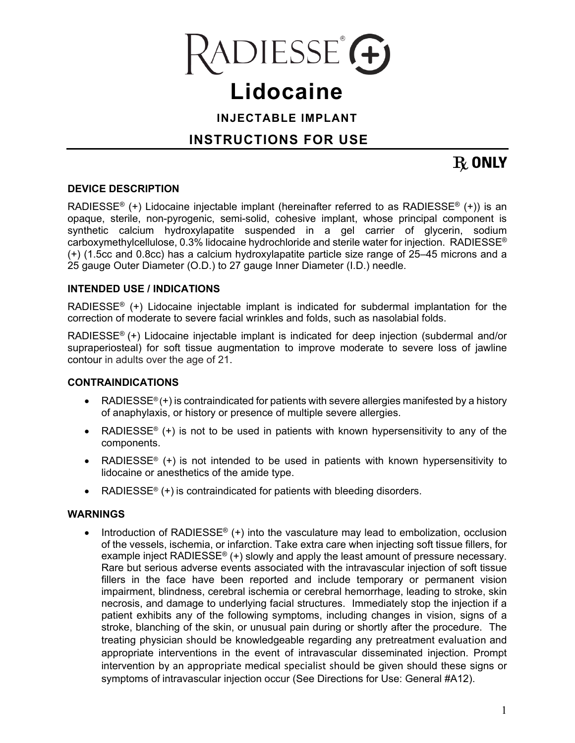# RADIESSE® (+)

# Lidocaine

## INJECTABLE IMPLANT

## INSTRUCTIONS FOR USE

℞ ONLY

### DEVICE DESCRIPTION

RADIESSE® (+) Lidocaine injectable implant (hereinafter referred to as RADIESSE® (+)) is an opaque, sterile, non-pyrogenic, semi-solid, cohesive implant, whose principal component is synthetic calcium hydroxylapatite suspended in a gel carrier of glycerin, sodium carboxymethylcellulose, 0.3% lidocaine hydrochloride and sterile water for injection. RADIESSE® (+) (1.5cc and 0.8cc) has a calcium hydroxylapatite particle size range of 25–45 microns and a 25 gauge Outer Diameter (O.D.) to 27 gauge Inner Diameter (I.D.) needle.

### INTENDED USE / INDICATIONS

RADIESSE® (+) Lidocaine injectable implant is indicated for subdermal implantation for the correction of moderate to severe facial wrinkles and folds, such as nasolabial folds.

RADIESSE® (+) Lidocaine injectable implant is indicated for deep injection (subdermal and/or supraperiosteal) for soft tissue augmentation to improve moderate to severe loss of jawline contour in adults over the age of 21.

### CONTRAINDICATIONS

- RADIESSE® (+) is contraindicated for patients with severe allergies manifested by a history of anaphylaxis, or history or presence of multiple severe allergies.
- RADIESSE® (+) is not to be used in patients with known hypersensitivity to any of the components.
- RADIESSE® (+) is not intended to be used in patients with known hypersensitivity to lidocaine or anesthetics of the amide type.
- RADIESSE® (+) is contraindicated for patients with bleeding disorders.

### WARNINGS

- Introduction of RADIESSE® (+) into the vasculature may lead to embolization, occlusion of the vessels, ischemia, or infarction. Take extra care when injecting soft tissue fillers, for example inject RADIESSE® (+) slowly and apply the least amount of pressure necessary. Rare but serious adverse events associated with the intravascular injection of soft tissue fillers in the face have been reported and include temporary or permanent vision impairment, blindness, cerebral ischemia or cerebral hemorrhage, leading to stroke, skin necrosis, and damage to underlying facial structures. Immediately stop the injection if a patient exhibits any of the following symptoms, including changes in vision, signs of a stroke, blanching of the skin, or unusual pain during or shortly after the procedure. The treating physician should be knowledgeable regarding any pretreatment evaluation and appropriate interventions in the event of intravascular disseminated injection. Prompt intervention by an appropriate medical specialist should be given should these signs or symptoms of intravascular injection occur (See Directions for Use: General #A12).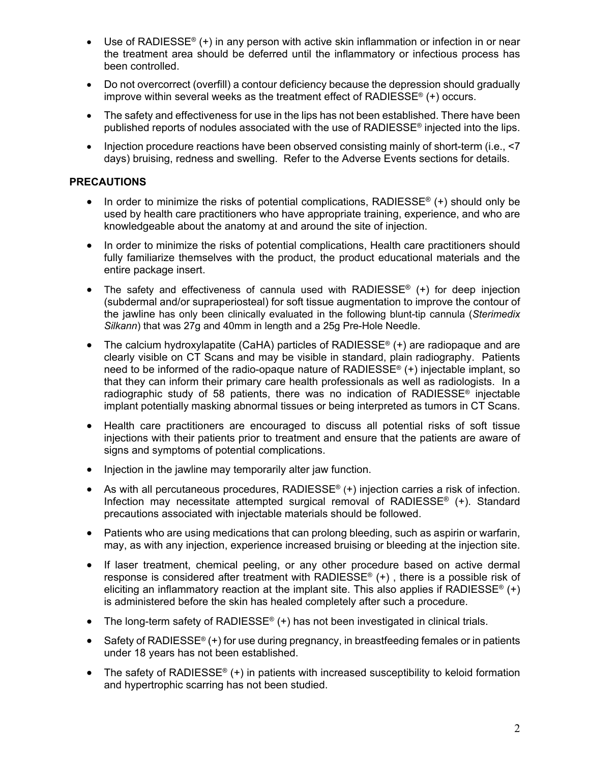- Use of RADIESSE® (+) in any person with active skin inflammation or infection in or near the treatment area should be deferred until the inflammatory or infectious process has been controlled.
- Do not overcorrect (overfill) a contour deficiency because the depression should gradually improve within several weeks as the treatment effect of RADIESSE® (+) occurs.
- The safety and effectiveness for use in the lips has not been established. There have been published reports of nodules associated with the use of RADIESSE® injected into the lips.
- Injection procedure reactions have been observed consisting mainly of short-term (i.e., <7 days) bruising, redness and swelling. Refer to the Adverse Events sections for details.

**PRECAUTIONS**

- In order to minimize the risks of potential complications, RADIESSE® (+) should only be used by health care practitioners who have appropriate training, experience, and who are knowledgeable about the anatomy at and around the site of injection.
- In order to minimize the risks of potential complications, Health care practitioners should fully familiarize themselves with the product, the product educational materials and the entire package insert.
- The safety and effectiveness of cannula used with RADIESSE® (+) for deep injection (subdermal and/or supraperiosteal) for soft tissue augmentation to improve the contour of the jawline has only been clinically evaluated in the following blunt-tip cannula (*Sterimedix Silkann*) that was 27g and 40mm in length and a 25g Pre-Hole Needle.
- The calcium hydroxylapatite (CaHA) particles of RADIESSE® (+) are radiopaque and are clearly visible on CT Scans and may be visible in standard, plain radiography. Patients need to be informed of the radio-opaque nature of RADIESSE® (+) injectable implant, so that they can inform their primary care health professionals as well as radiologists. In a radiographic study of 58 patients, there was no indication of RADIESSE® injectable implant potentially masking abnormal tissues or being interpreted as tumors in CT Scans.
- Health care practitioners are encouraged to discuss all potential risks of soft tissue injections with their patients prior to treatment and ensure that the patients are aware of signs and symptoms of potential complications.
- Injection in the jawline may temporarily alter jaw function.
- As with all percutaneous procedures, RADIESSE® (+) injection carries a risk of infection. Infection may necessitate attempted surgical removal of RADIESSE® (+). Standard precautions associated with injectable materials should be followed.
- Patients who are using medications that can prolong bleeding, such as aspirin or warfarin, may, as with any injection, experience increased bruising or bleeding at the injection site.
- If laser treatment, chemical peeling, or any other procedure based on active dermal response is considered after treatment with RADIESSE® (+) , there is a possible risk of eliciting an inflammatory reaction at the implant site. This also applies if RADIESSE® (+) is administered before the skin has healed completely after such a procedure.
- The long-term safety of RADIESSE® (+) has not been investigated in clinical trials.
- Safety of RADIESSE® (+) for use during pregnancy, in breastfeeding females or in patients under 18 years has not been established.
- The safety of RADIESSE® (+) in patients with increased susceptibility to keloid formation and hypertrophic scarring has not been studied.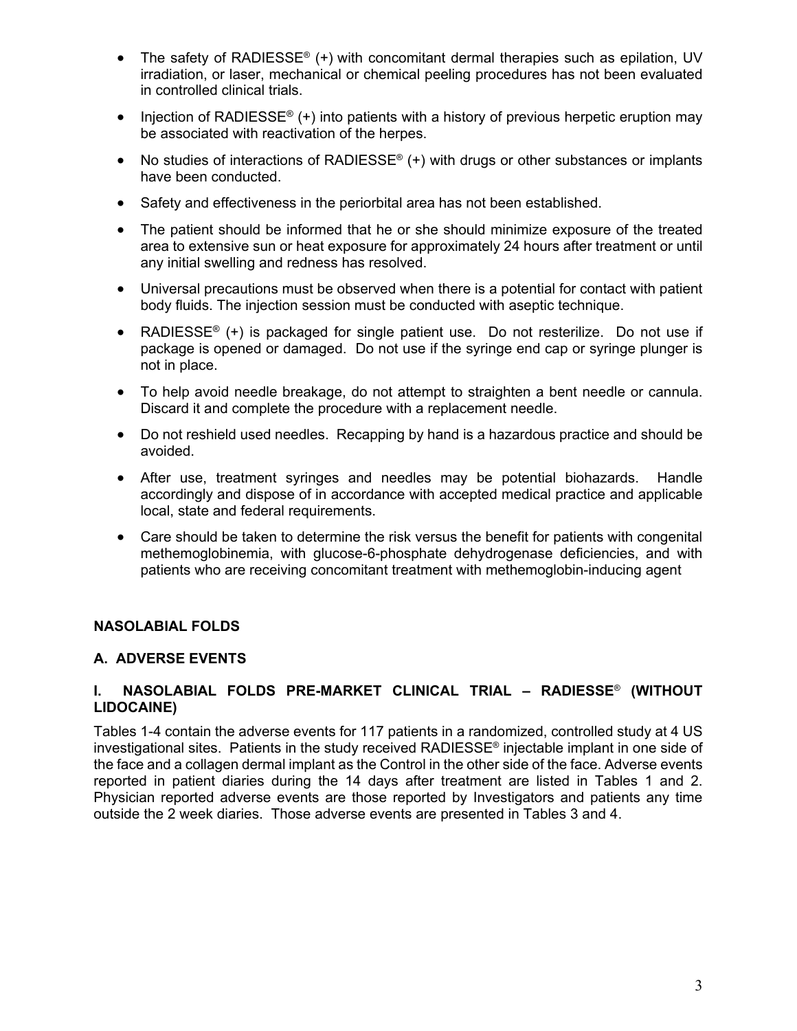- The safety of RADIESSE® (+) with concomitant dermal therapies such as epilation, UV irradiation, or laser, mechanical or chemical peeling procedures has not been evaluated in controlled clinical trials.
- Injection of RADIESSE® (+) into patients with a history of previous herpetic eruption may be associated with reactivation of the herpes.
- No studies of interactions of RADIESSE® (+) with drugs or other substances or implants have been conducted.
- Safety and effectiveness in the periorbital area has not been established.
- The patient should be informed that he or she should minimize exposure of the treated area to extensive sun or heat exposure for approximately 24 hours after treatment or until any initial swelling and redness has resolved.
- Universal precautions must be observed when there is a potential for contact with patient body fluids. The injection session must be conducted with aseptic technique.
- RADIESSE® (+) is packaged for single patient use. Do not resterilize. Do not use if package is opened or damaged. Do not use if the syringe end cap or syringe plunger is not in place.
- To help avoid needle breakage, do not attempt to straighten a bent needle or cannula. Discard it and complete the procedure with a replacement needle.
- Do not reshield used needles. Recapping by hand is a hazardous practice and should be avoided.
- After use, treatment syringes and needles may be potential biohazards. Handle accordingly and dispose of in accordance with accepted medical practice and applicable local, state and federal requirements.
- Care should be taken to determine the risk versus the benefit for patients with congenital methemoglobinemia, with glucose-6-phosphate dehydrogenase deficiencies, and with patients who are receiving concomitant treatment with methemoglobin-inducing agent

## NASOLABIAL FOLDS

### A. ADVERSE EVENTS

#### I. NASOLABIAL FOLDS PRE-MARKET CLINICAL TRIAL – RADIESSE® (WITHOUT LIDOCAINE)

Tables 1-4 contain the adverse events for 117 patients in a randomized, controlled study at 4 US investigational sites. Patients in the study received RADIESSE® injectable implant in one side of the face and a collagen dermal implant as the Control in the other side of the face. Adverse events reported in patient diaries during the 14 days after treatment are listed in Tables 1 and 2. Physician reported adverse events are those reported by Investigators and patients any time outside the 2 week diaries. Those adverse events are presented in Tables 3 and 4.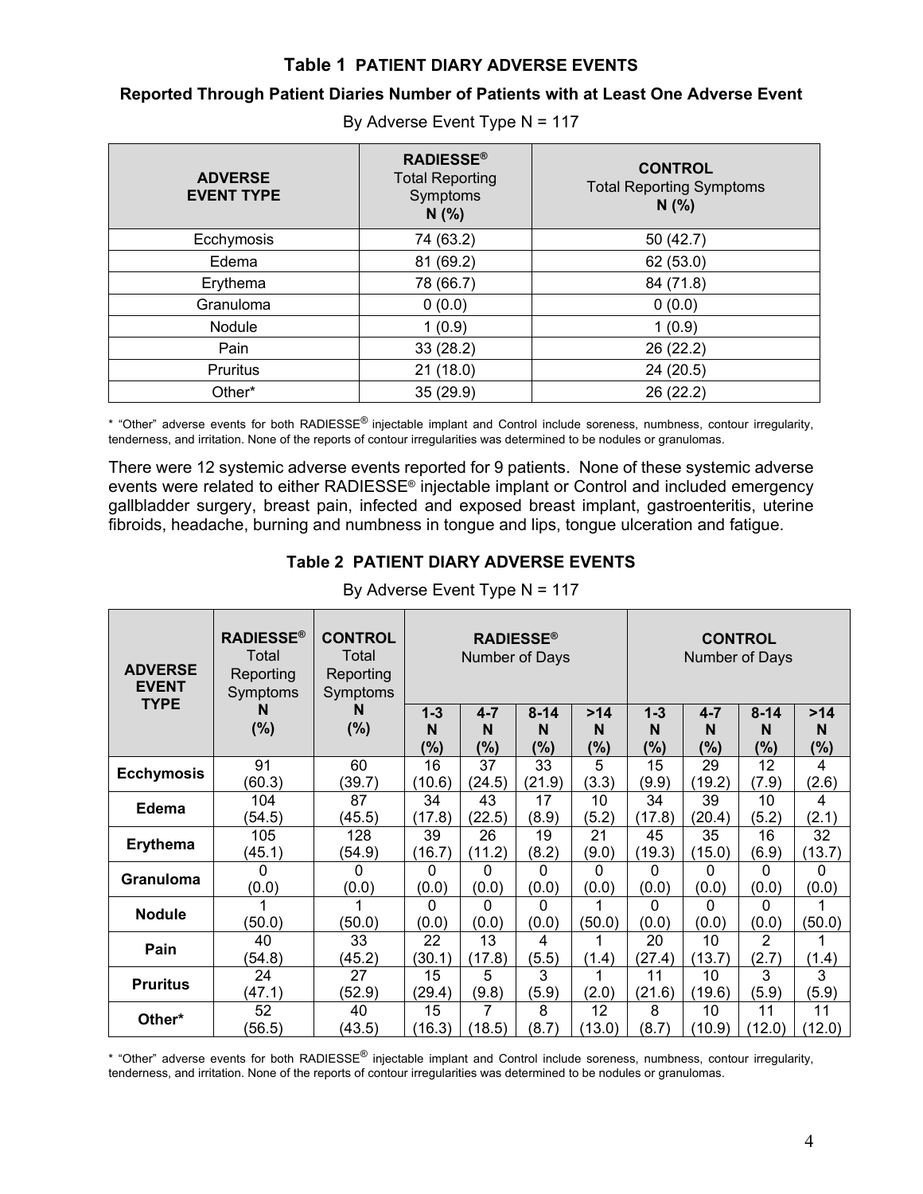### Table 1 PATIENT DIARY ADVERSE EVENTS

**Reported Through Patient Diaries Number of Patients with at Least One Adverse Event**

By Adverse Event Type N = 117

| ADVERSE EVENT TYPE | RADIESSE® Total Reporting Symptoms N (%) | CONTROL Total Reporting Symptoms N (%) |
|---|---|---|
| Ecchymosis | 74 (63.2) | 50 (42.7) |
| Edema | 81 (69.2) | 62 (53.0) |
| Erythema | 78 (66.7) | 84 (71.8) |
| Granuloma | 0 (0.0) | 0 (0.0) |
| Nodule | 1 (0.9) | 1 (0.9) |
| Pain | 33 (28.2) | 26 (22.2) |
| Pruritus | 21 (18.0) | 24 (20.5) |
| Other* | 35 (29.9) | 26 (22.2) |

\* "Other" adverse events for both RADIESSE® injectable implant and Control include soreness, numbness, contour irregularity, tenderness, and irritation. None of the reports of contour irregularities was determined to be nodules or granulomas.

There were 12 systemic adverse events reported for 9 patients. None of these systemic adverse events were related to either RADIESSE® injectable implant or Control and included emergency gallbladder surgery, breast pain, infected and exposed breast implant, gastroenteritis, uterine fibroids, headache, burning and numbness in tongue and lips, tongue ulceration and fatigue.

### Table 2 PATIENT DIARY ADVERSE EVENTS

By Adverse Event Type N = 117

| ADVERSE EVENT TYPE | RADIESSE® Total Reporting Symptoms N (%) | CONTROL Total Reporting Symptoms N (%) | RADIESSE® Number of Days | | | | CONTROL Number of Days | | | |
|---|---|---|---|---|---|---|---|---|---|---|
| | | | 1-3 N (%) | 4-7 N (%) | 8-14 N (%) | >14 N (%) | 1-3 N (%) | 4-7 N (%) | 8-14 N (%) | >14 N (%) |
| **Ecchymosis** | 91 (60.3) | 60 (39.7) | 16 (10.6) | 37 (24.5) | 33 (21.9) | 5 (3.3) | 15 (9.9) | 29 (19.2) | 12 (7.9) | 4 (2.6) |
| **Edema** | 104 (54.5) | 87 (45.5) | 34 (17.8) | 43 (22.5) | 17 (8.9) | 10 (5.2) | 34 (17.8) | 39 (20.4) | 10 (5.2) | 4 (2.1) |
| **Erythema** | 105 (45.1) | 128 (54.9) | 39 (16.7) | 26 (11.2) | 19 (8.2) | 21 (9.0) | 45 (19.3) | 35 (15.0) | 16 (6.9) | 32 (13.7) |
| **Granuloma** | 0 (0.0) | 0 (0.0) | 0 (0.0) | 0 (0.0) | 0 (0.0) | 0 (0.0) | 0 (0.0) | 0 (0.0) | 0 (0.0) | 0 (0.0) |
| **Nodule** | 1 (50.0) | 1 (50.0) | 0 (0.0) | 0 (0.0) | 0 (0.0) | 1 (50.0) | 0 (0.0) | 0 (0.0) | 0 (0.0) | 1 (50.0) |
| **Pain** | 40 (54.8) | 33 (45.2) | 22 (30.1) | 13 (17.8) | 4 (5.5) | 1 (1.4) | 20 (27.4) | 10 (13.7) | 2 (2.7) | 1 (1.4) |
| **Pruritus** | 24 (47.1) | 27 (52.9) | 15 (29.4) | 5 (9.8) | 3 (5.9) | 1 (2.0) | 11 (21.6) | 10 (19.6) | 3 (5.9) | 3 (5.9) |
| **Other*** | 52 (56.5) | 40 (43.5) | 15 (16.3) | 7 (18.5) | 8 (8.7) | 12 (13.0) | 8 (8.7) | 10 (10.9) | 11 (12.0) | 11 (12.0) |

\* "Other" adverse events for both RADIESSE® injectable implant and Control include soreness, numbness, contour irregularity, tenderness, and irritation. None of the reports of contour irregularities was determined to be nodules or granulomas.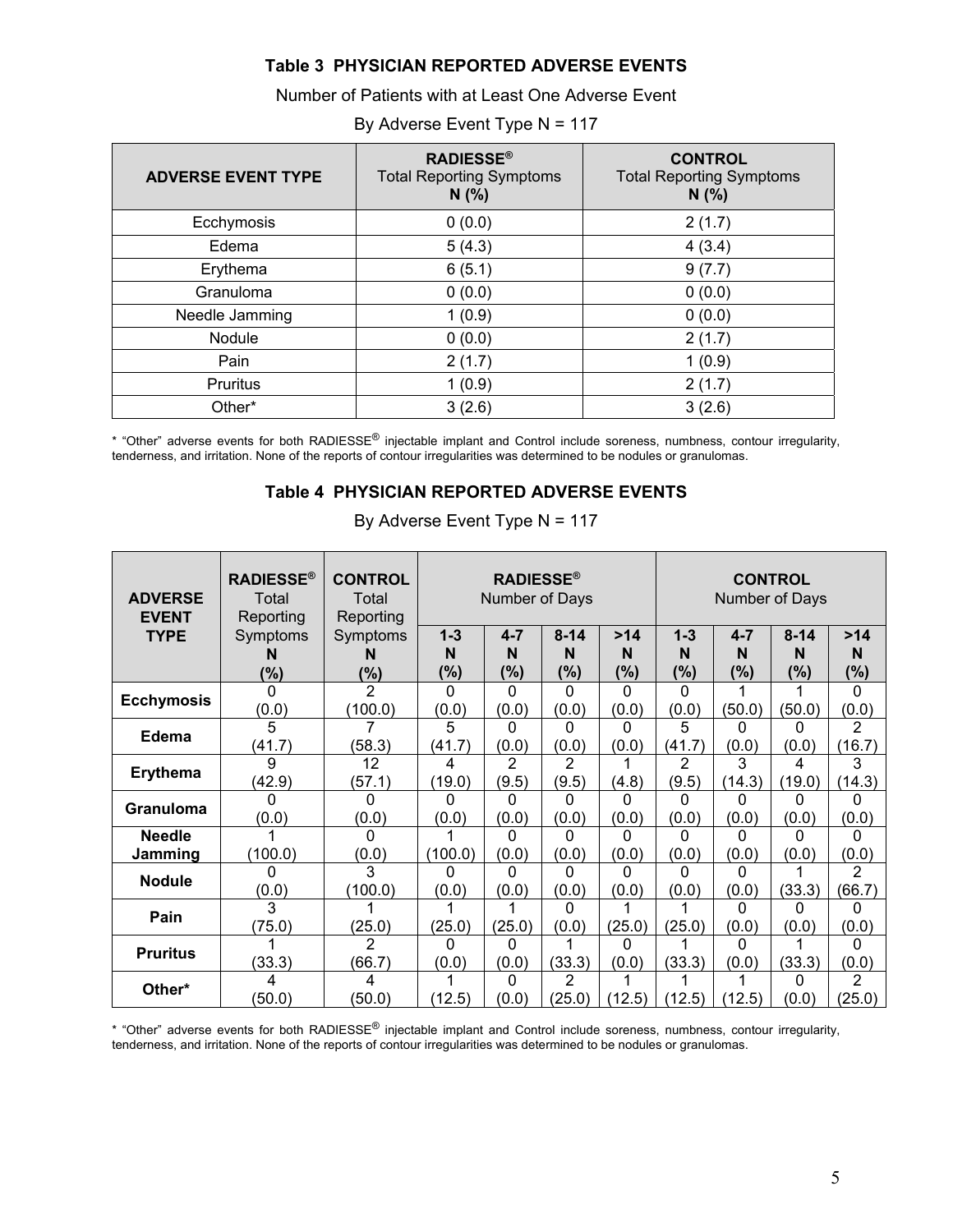### Table 3 PHYSICIAN REPORTED ADVERSE EVENTS

Number of Patients with at Least One Adverse Event

By Adverse Event Type N = 117

| ADVERSE EVENT TYPE | RADIESSE® Total Reporting Symptoms N (%) | CONTROL Total Reporting Symptoms N (%) |
|---|---|---|
| Ecchymosis | 0 (0.0) | 2 (1.7) |
| Edema | 5 (4.3) | 4 (3.4) |
| Erythema | 6 (5.1) | 9 (7.7) |
| Granuloma | 0 (0.0) | 0 (0.0) |
| Needle Jamming | 1 (0.9) | 0 (0.0) |
| Nodule | 0 (0.0) | 2 (1.7) |
| Pain | 2 (1.7) | 1 (0.9) |
| Pruritus | 1 (0.9) | 2 (1.7) |
| Other* | 3 (2.6) | 3 (2.6) |

* "Other" adverse events for both RADIESSE® injectable implant and Control include soreness, numbness, contour irregularity, tenderness, and irritation. None of the reports of contour irregularities was determined to be nodules or granulomas.

### Table 4 PHYSICIAN REPORTED ADVERSE EVENTS

By Adverse Event Type N = 117

| ADVERSE EVENT TYPE | RADIESSE® Total Reporting Symptoms N (%) | CONTROL Total Reporting Symptoms N (%) | RADIESSE® Number of Days | | | | CONTROL Number of Days | | | |
|---|---|---|---|---|---|---|---|---|---|---|
| | | | 1-3 N (%) | 4-7 N (%) | 8-14 N (%) | >14 N (%) | 1-3 N (%) | 4-7 N (%) | 8-14 N (%) | >14 N (%) |
| **Ecchymosis** | 0 (0.0) | 2 (100.0) | 0 (0.0) | 0 (0.0) | 0 (0.0) | 0 (0.0) | 0 (0.0) | 1 (50.0) | 1 (50.0) | 0 (0.0) |
| **Edema** | 5 (41.7) | 7 (58.3) | 5 (41.7) | 0 (0.0) | 0 (0.0) | 0 (0.0) | 5 (41.7) | 0 (0.0) | 0 (0.0) | 2 (16.7) |
| **Erythema** | 9 (42.9) | 12 (57.1) | 4 (19.0) | 2 (9.5) | 2 (9.5) | 1 (4.8) | 2 (9.5) | 3 (14.3) | 4 (19.0) | 3 (14.3) |
| **Granuloma** | 0 (0.0) | 0 (0.0) | 0 (0.0) | 0 (0.0) | 0 (0.0) | 0 (0.0) | 0 (0.0) | 0 (0.0) | 0 (0.0) | 0 (0.0) |
| **Needle Jamming** | 1 (100.0) | 0 (0.0) | 1 (100.0) | 0 (0.0) | 0 (0.0) | 0 (0.0) | 0 (0.0) | 0 (0.0) | 0 (0.0) | 0 (0.0) |
| **Nodule** | 0 (0.0) | 3 (100.0) | 0 (0.0) | 0 (0.0) | 0 (0.0) | 0 (0.0) | 0 (0.0) | 0 (0.0) | 1 (33.3) | 2 (66.7) |
| **Pain** | 3 (75.0) | 1 (25.0) | 1 (25.0) | 1 (25.0) | 0 (0.0) | 1 (25.0) | 1 (25.0) | 0 (0.0) | 0 (0.0) | 0 (0.0) |
| **Pruritus** | 1 (33.3) | 2 (66.7) | 0 (0.0) | 0 (0.0) | 1 (33.3) | 0 (0.0) | 1 (33.3) | 0 (0.0) | 1 (33.3) | 0 (0.0) |
| **Other*** | 4 (50.0) | 4 (50.0) | 1 (12.5) | 0 (0.0) | 2 (25.0) | 1 (12.5) | 1 (12.5) | 1 (12.5) | 0 (0.0) | 2 (25.0) |

* "Other" adverse events for both RADIESSE® injectable implant and Control include soreness, numbness, contour irregularity, tenderness, and irritation. None of the reports of contour irregularities was determined to be nodules or granulomas.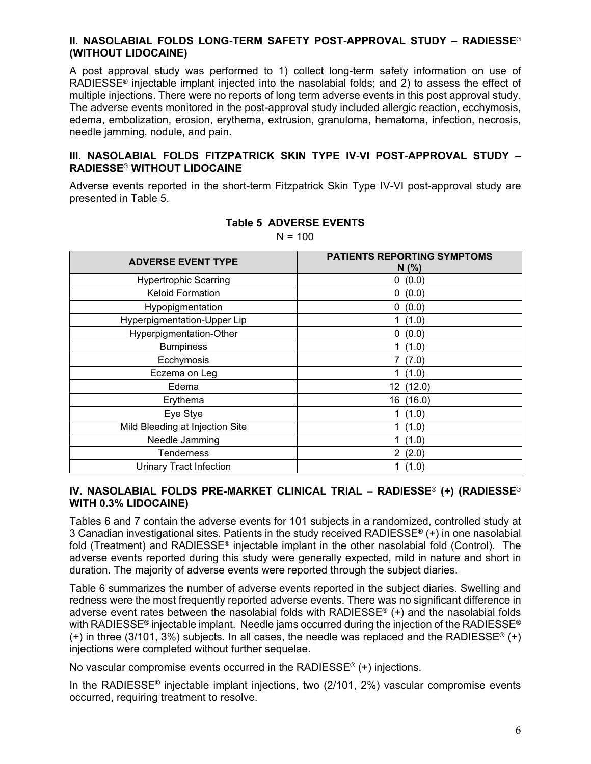### II. NASOLABIAL FOLDS LONG-TERM SAFETY POST-APPROVAL STUDY – RADIESSE® (WITHOUT LIDOCAINE)

A post approval study was performed to 1) collect long-term safety information on use of RADIESSE® injectable implant injected into the nasolabial folds; and 2) to assess the effect of multiple injections. There were no reports of long term adverse events in this post approval study. The adverse events monitored in the post-approval study included allergic reaction, ecchymosis, edema, embolization, erosion, erythema, extrusion, granuloma, hematoma, infection, necrosis, needle jamming, nodule, and pain.

### III. NASOLABIAL FOLDS FITZPATRICK SKIN TYPE IV-VI POST-APPROVAL STUDY – RADIESSE® WITHOUT LIDOCAINE

Adverse events reported in the short-term Fitzpatrick Skin Type IV-VI post-approval study are presented in Table 5.

**Table 5 ADVERSE EVENTS**

N = 100

| ADVERSE EVENT TYPE | PATIENTS REPORTING SYMPTOMS N (%) |
|---|---|
| Hypertrophic Scarring | 0 (0.0) |
| Keloid Formation | 0 (0.0) |
| Hypopigmentation | 0 (0.0) |
| Hyperpigmentation-Upper Lip | 1 (1.0) |
| Hyperpigmentation-Other | 0 (0.0) |
| Bumpiness | 1 (1.0) |
| Ecchymosis | 7 (7.0) |
| Eczema on Leg | 1 (1.0) |
| Edema | 12 (12.0) |
| Erythema | 16 (16.0) |
| Eye Stye | 1 (1.0) |
| Mild Bleeding at Injection Site | 1 (1.0) |
| Needle Jamming | 1 (1.0) |
| Tenderness | 2 (2.0) |
| Urinary Tract Infection | 1 (1.0) |

### IV. NASOLABIAL FOLDS PRE-MARKET CLINICAL TRIAL – RADIESSE® (+) (RADIESSE® WITH 0.3% LIDOCAINE)

Tables 6 and 7 contain the adverse events for 101 subjects in a randomized, controlled study at 3 Canadian investigational sites. Patients in the study received RADIESSE® (+) in one nasolabial fold (Treatment) and RADIESSE® injectable implant in the other nasolabial fold (Control). The adverse events reported during this study were generally expected, mild in nature and short in duration. The majority of adverse events were reported through the subject diaries.

Table 6 summarizes the number of adverse events reported in the subject diaries. Swelling and redness were the most frequently reported adverse events. There was no significant difference in adverse event rates between the nasolabial folds with RADIESSE® (+) and the nasolabial folds with RADIESSE® injectable implant. Needle jams occurred during the injection of the RADIESSE® (+) in three (3/101, 3%) subjects. In all cases, the needle was replaced and the RADIESSE® (+) injections were completed without further sequelae.

No vascular compromise events occurred in the RADIESSE® (+) injections.

In the RADIESSE® injectable implant injections, two (2/101, 2%) vascular compromise events occurred, requiring treatment to resolve.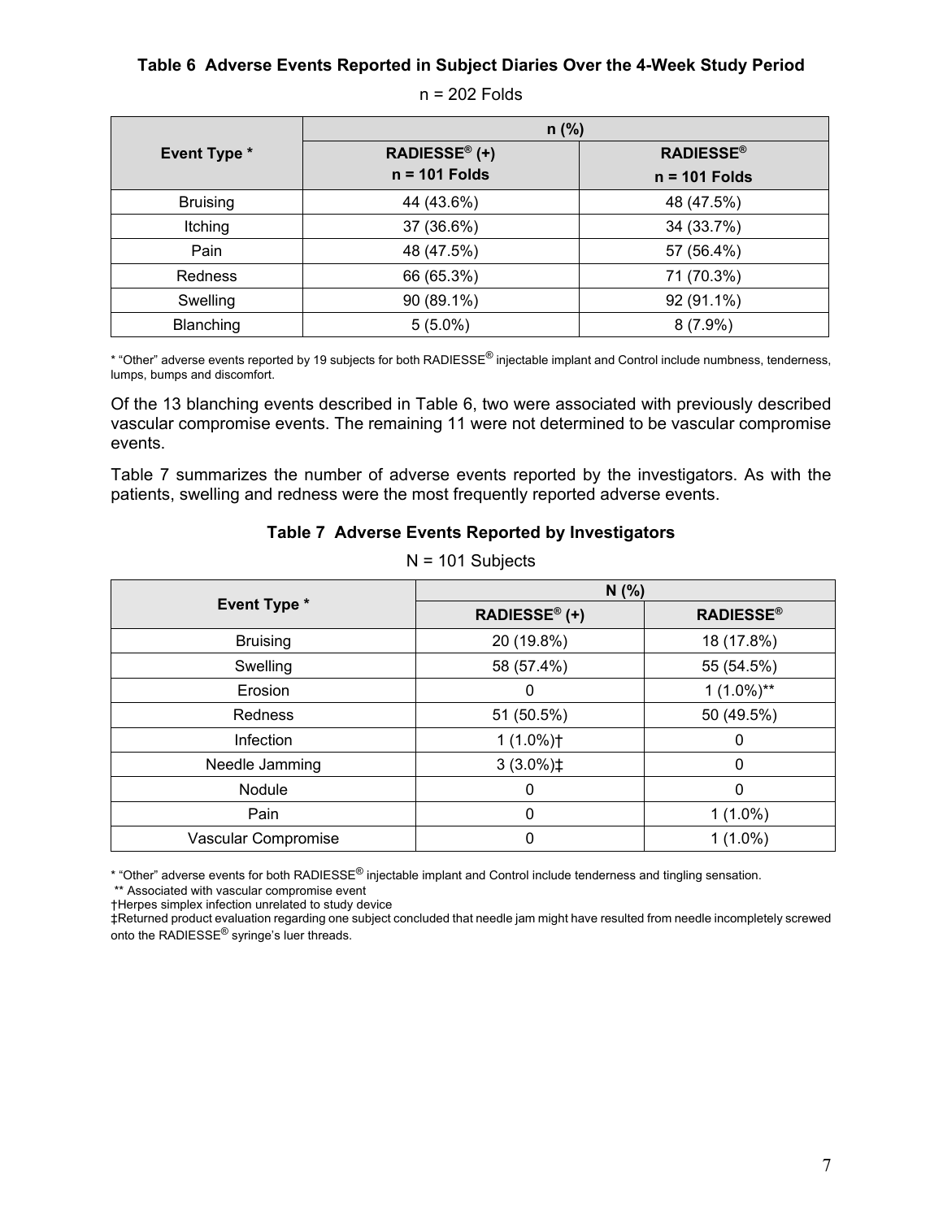**Table 6 Adverse Events Reported in Subject Diaries Over the 4-Week Study Period**

n = 202 Folds

| Event Type * | n (%) | |
|---|---|---|
| | RADIESSE® (+) n = 101 Folds | RADIESSE® n = 101 Folds |
| Bruising | 44 (43.6%) | 48 (47.5%) |
| Itching | 37 (36.6%) | 34 (33.7%) |
| Pain | 48 (47.5%) | 57 (56.4%) |
| Redness | 66 (65.3%) | 71 (70.3%) |
| Swelling | 90 (89.1%) | 92 (91.1%) |
| Blanching | 5 (5.0%) | 8 (7.9%) |

* "Other" adverse events reported by 19 subjects for both RADIESSE® injectable implant and Control include numbness, tenderness, lumps, bumps and discomfort.

Of the 13 blanching events described in Table 6, two were associated with previously described vascular compromise events. The remaining 11 were not determined to be vascular compromise events.

Table 7 summarizes the number of adverse events reported by the investigators. As with the patients, swelling and redness were the most frequently reported adverse events.

**Table 7 Adverse Events Reported by Investigators**

N = 101 Subjects

| Event Type * | N (%) | |
|---|---|---|
| | RADIESSE® (+) | RADIESSE® |
| Bruising | 20 (19.8%) | 18 (17.8%) |
| Swelling | 58 (57.4%) | 55 (54.5%) |
| Erosion | 0 | 1 (1.0%)** |
| Redness | 51 (50.5%) | 50 (49.5%) |
| Infection | 1 (1.0%)† | 0 |
| Needle Jamming | 3 (3.0%)‡ | 0 |
| Nodule | 0 | 0 |
| Pain | 0 | 1 (1.0%) |
| Vascular Compromise | 0 | 1 (1.0%) |

* "Other" adverse events for both RADIESSE® injectable implant and Control include tenderness and tingling sensation.

** Associated with vascular compromise event

†Herpes simplex infection unrelated to study device

‡Returned product evaluation regarding one subject concluded that needle jam might have resulted from needle incompletely screwed onto the RADIESSE® syringe's luer threads.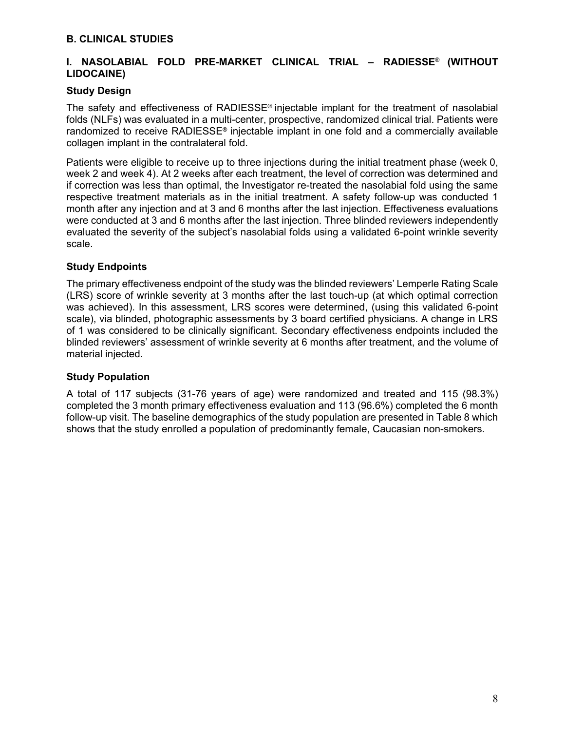## B. CLINICAL STUDIES

### I. NASOLABIAL FOLD PRE-MARKET CLINICAL TRIAL – RADIESSE® (WITHOUT LIDOCAINE)

#### Study Design

The safety and effectiveness of RADIESSE® injectable implant for the treatment of nasolabial folds (NLFs) was evaluated in a multi-center, prospective, randomized clinical trial. Patients were randomized to receive RADIESSE® injectable implant in one fold and a commercially available collagen implant in the contralateral fold.

Patients were eligible to receive up to three injections during the initial treatment phase (week 0, week 2 and week 4). At 2 weeks after each treatment, the level of correction was determined and if correction was less than optimal, the Investigator re-treated the nasolabial fold using the same respective treatment materials as in the initial treatment. A safety follow-up was conducted 1 month after any injection and at 3 and 6 months after the last injection. Effectiveness evaluations were conducted at 3 and 6 months after the last injection. Three blinded reviewers independently evaluated the severity of the subject's nasolabial folds using a validated 6-point wrinkle severity scale.

#### Study Endpoints

The primary effectiveness endpoint of the study was the blinded reviewers' Lemperle Rating Scale (LRS) score of wrinkle severity at 3 months after the last touch-up (at which optimal correction was achieved). In this assessment, LRS scores were determined, (using this validated 6-point scale), via blinded, photographic assessments by 3 board certified physicians. A change in LRS of 1 was considered to be clinically significant. Secondary effectiveness endpoints included the blinded reviewers' assessment of wrinkle severity at 6 months after treatment, and the volume of material injected.

#### Study Population

A total of 117 subjects (31-76 years of age) were randomized and treated and 115 (98.3%) completed the 3 month primary effectiveness evaluation and 113 (96.6%) completed the 6 month follow-up visit. The baseline demographics of the study population are presented in Table 8 which shows that the study enrolled a population of predominantly female, Caucasian non-smokers.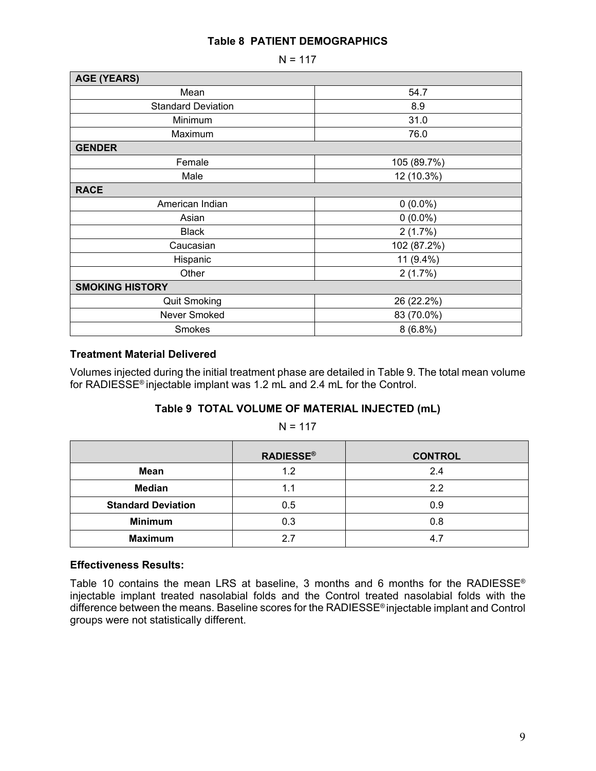**Table 8 PATIENT DEMOGRAPHICS**

N = 117

| AGE (YEARS) | |
|---|---|
| Mean | 54.7 |
| Standard Deviation | 8.9 |
| Minimum | 31.0 |
| Maximum | 76.0 |
| **GENDER** | |
| Female | 105 (89.7%) |
| Male | 12 (10.3%) |
| **RACE** | |
| American Indian | 0 (0.0%) |
| Asian | 0 (0.0%) |
| Black | 2 (1.7%) |
| Caucasian | 102 (87.2%) |
| Hispanic | 11 (9.4%) |
| Other | 2 (1.7%) |
| **SMOKING HISTORY** | |
| Quit Smoking | 26 (22.2%) |
| Never Smoked | 83 (70.0%) |
| Smokes | 8 (6.8%) |

**Treatment Material Delivered**

Volumes injected during the initial treatment phase are detailed in Table 9. The total mean volume for RADIESSE® injectable implant was 1.2 mL and 2.4 mL for the Control.

**Table 9 TOTAL VOLUME OF MATERIAL INJECTED (mL)**

N = 117

| | RADIESSE® | CONTROL |
|---|---|---|
| **Mean** | 1.2 | 2.4 |
| **Median** | 1.1 | 2.2 |
| **Standard Deviation** | 0.5 | 0.9 |
| **Minimum** | 0.3 | 0.8 |
| **Maximum** | 2.7 | 4.7 |

**Effectiveness Results:**

Table 10 contains the mean LRS at baseline, 3 months and 6 months for the RADIESSE® injectable implant treated nasolabial folds and the Control treated nasolabial folds with the difference between the means. Baseline scores for the RADIESSE® injectable implant and Control groups were not statistically different.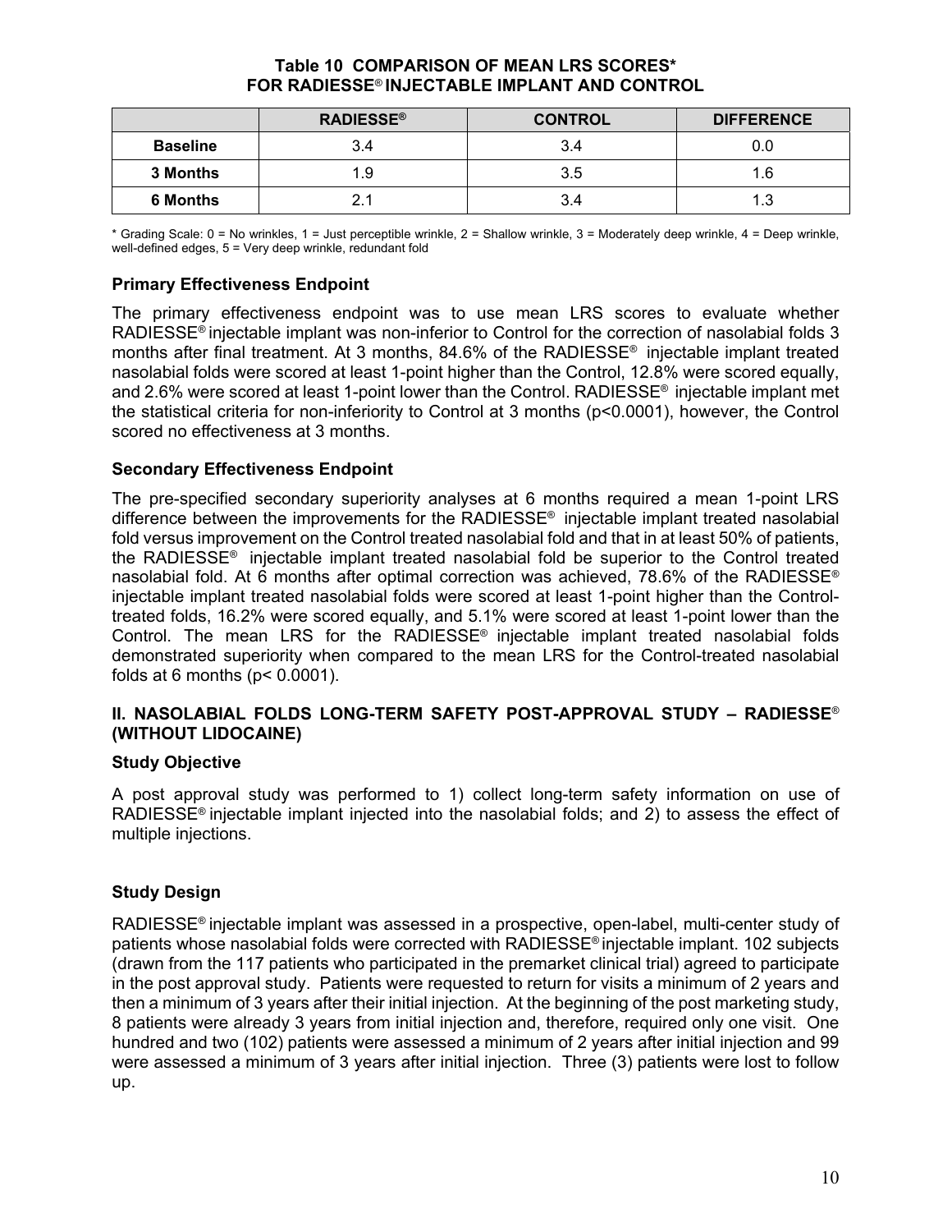**Table 10 COMPARISON OF MEAN LRS SCORES\* FOR RADIESSE® INJECTABLE IMPLANT AND CONTROL**

| | RADIESSE® | CONTROL | DIFFERENCE |
|---|---|---|---|
| **Baseline** | 3.4 | 3.4 | 0.0 |
| **3 Months** | 1.9 | 3.5 | 1.6 |
| **6 Months** | 2.1 | 3.4 | 1.3 |

\* Grading Scale: 0 = No wrinkles, 1 = Just perceptible wrinkle, 2 = Shallow wrinkle, 3 = Moderately deep wrinkle, 4 = Deep wrinkle, well-defined edges, 5 = Very deep wrinkle, redundant fold

### Primary Effectiveness Endpoint

The primary effectiveness endpoint was to use mean LRS scores to evaluate whether RADIESSE® injectable implant was non-inferior to Control for the correction of nasolabial folds 3 months after final treatment. At 3 months, 84.6% of the RADIESSE® injectable implant treated nasolabial folds were scored at least 1-point higher than the Control, 12.8% were scored equally, and 2.6% were scored at least 1-point lower than the Control. RADIESSE® injectable implant met the statistical criteria for non-inferiority to Control at 3 months ($p<0.0001$), however, the Control scored no effectiveness at 3 months.

### Secondary Effectiveness Endpoint

The pre-specified secondary superiority analyses at 6 months required a mean 1-point LRS difference between the improvements for the RADIESSE® injectable implant treated nasolabial fold versus improvement on the Control treated nasolabial fold and that in at least 50% of patients, the RADIESSE® injectable implant treated nasolabial fold be superior to the Control treated nasolabial fold. At 6 months after optimal correction was achieved, 78.6% of the RADIESSE® injectable implant treated nasolabial folds were scored at least 1-point higher than the Control-treated folds, 16.2% were scored equally, and 5.1% were scored at least 1-point lower than the Control. The mean LRS for the RADIESSE® injectable implant treated nasolabial folds demonstrated superiority when compared to the mean LRS for the Control-treated nasolabial folds at 6 months ($p< 0.0001$).

## II. NASOLABIAL FOLDS LONG-TERM SAFETY POST-APPROVAL STUDY – RADIESSE® (WITHOUT LIDOCAINE)

### Study Objective

A post approval study was performed to 1) collect long-term safety information on use of RADIESSE® injectable implant injected into the nasolabial folds; and 2) to assess the effect of multiple injections.

### Study Design

RADIESSE® injectable implant was assessed in a prospective, open-label, multi-center study of patients whose nasolabial folds were corrected with RADIESSE® injectable implant. 102 subjects (drawn from the 117 patients who participated in the premarket clinical trial) agreed to participate in the post approval study. Patients were requested to return for visits a minimum of 2 years and then a minimum of 3 years after their initial injection. At the beginning of the post marketing study, 8 patients were already 3 years from initial injection and, therefore, required only one visit. One hundred and two (102) patients were assessed a minimum of 2 years after initial injection and 99 were assessed a minimum of 3 years after initial injection. Three (3) patients were lost to follow up.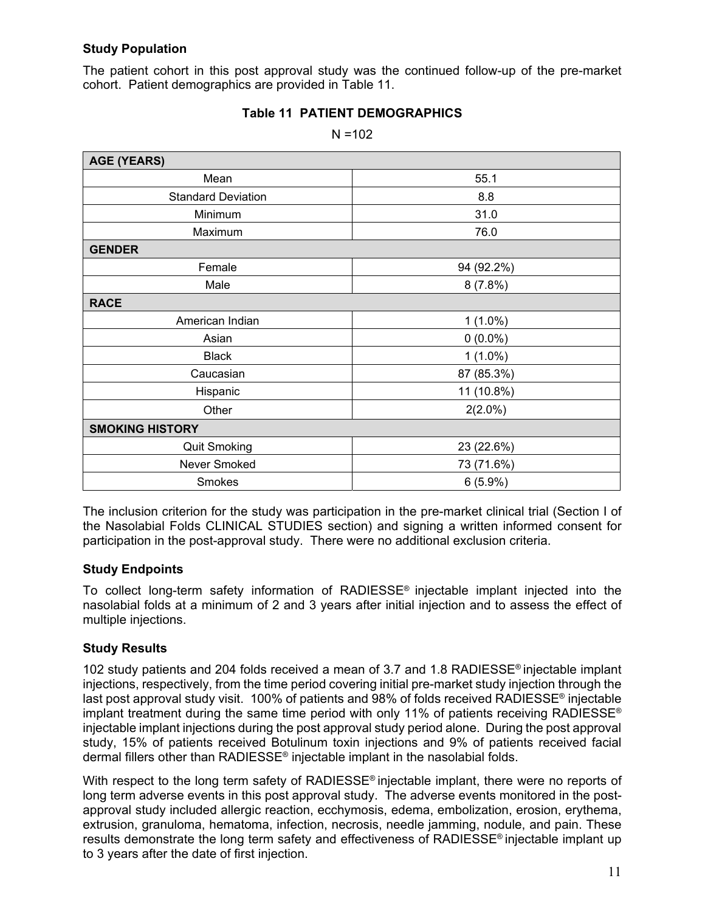**Study Population**

The patient cohort in this post approval study was the continued follow-up of the pre-market cohort. Patient demographics are provided in Table 11.

**Table 11 PATIENT DEMOGRAPHICS**

N =102

| **AGE (YEARS)** | |
|---|---|
| Mean | 55.1 |
| Standard Deviation | 8.8 |
| Minimum | 31.0 |
| Maximum | 76.0 |
| **GENDER** | |
| Female | 94 (92.2%) |
| Male | 8 (7.8%) |
| **RACE** | |
| American Indian | 1 (1.0%) |
| Asian | 0 (0.0%) |
| Black | 1 (1.0%) |
| Caucasian | 87 (85.3%) |
| Hispanic | 11 (10.8%) |
| Other | 2(2.0%) |
| **SMOKING HISTORY** | |
| Quit Smoking | 23 (22.6%) |
| Never Smoked | 73 (71.6%) |
| Smokes | 6 (5.9%) |

The inclusion criterion for the study was participation in the pre-market clinical trial (Section I of the Nasolabial Folds CLINICAL STUDIES section) and signing a written informed consent for participation in the post-approval study. There were no additional exclusion criteria.

**Study Endpoints**

To collect long-term safety information of RADIESSE® injectable implant injected into the nasolabial folds at a minimum of 2 and 3 years after initial injection and to assess the effect of multiple injections.

**Study Results**

102 study patients and 204 folds received a mean of 3.7 and 1.8 RADIESSE® injectable implant injections, respectively, from the time period covering initial pre-market study injection through the last post approval study visit. 100% of patients and 98% of folds received RADIESSE® injectable implant treatment during the same time period with only 11% of patients receiving RADIESSE® injectable implant injections during the post approval study period alone. During the post approval study, 15% of patients received Botulinum toxin injections and 9% of patients received facial dermal fillers other than RADIESSE® injectable implant in the nasolabial folds.

With respect to the long term safety of RADIESSE® injectable implant, there were no reports of long term adverse events in this post approval study. The adverse events monitored in the post-approval study included allergic reaction, ecchymosis, edema, embolization, erosion, erythema, extrusion, granuloma, hematoma, infection, necrosis, needle jamming, nodule, and pain. These results demonstrate the long term safety and effectiveness of RADIESSE® injectable implant up to 3 years after the date of first injection.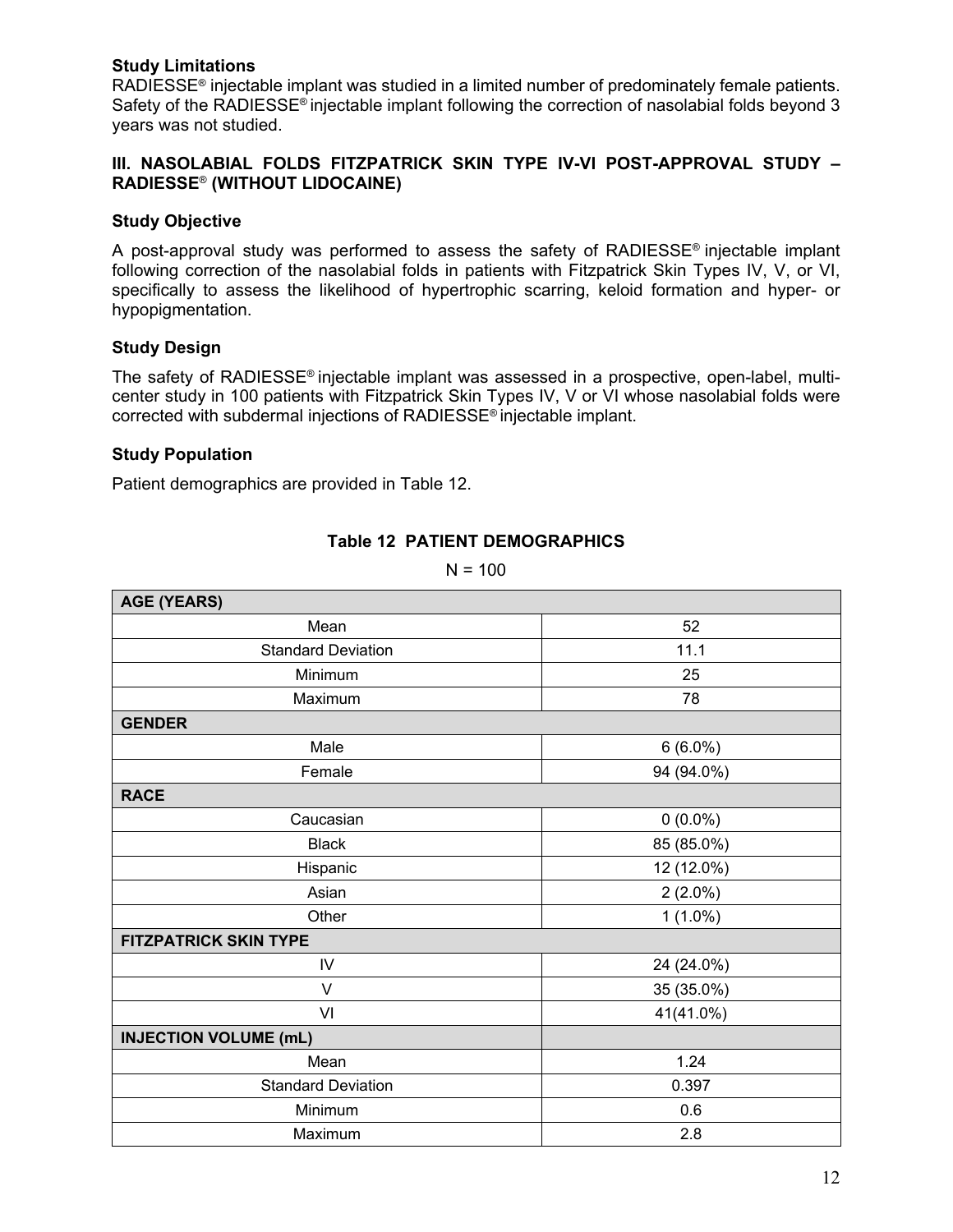### Study Limitations

RADIESSE® injectable implant was studied in a limited number of predominately female patients. Safety of the RADIESSE® injectable implant following the correction of nasolabial folds beyond 3 years was not studied.

## III. NASOLABIAL FOLDS FITZPATRICK SKIN TYPE IV-VI POST-APPROVAL STUDY – RADIESSE® (WITHOUT LIDOCAINE)

### Study Objective

A post-approval study was performed to assess the safety of RADIESSE® injectable implant following correction of the nasolabial folds in patients with Fitzpatrick Skin Types IV, V, or VI, specifically to assess the likelihood of hypertrophic scarring, keloid formation and hyper- or hypopigmentation.

### Study Design

The safety of RADIESSE® injectable implant was assessed in a prospective, open-label, multi-center study in 100 patients with Fitzpatrick Skin Types IV, V or VI whose nasolabial folds were corrected with subdermal injections of RADIESSE® injectable implant.

### Study Population

Patient demographics are provided in Table 12.

**Table 12 PATIENT DEMOGRAPHICS**

N = 100

| **AGE (YEARS)** | |
|---|---|
| Mean | 52 |
| Standard Deviation | 11.1 |
| Minimum | 25 |
| Maximum | 78 |
| **GENDER** | |
| Male | 6 (6.0%) |
| Female | 94 (94.0%) |
| **RACE** | |
| Caucasian | 0 (0.0%) |
| Black | 85 (85.0%) |
| Hispanic | 12 (12.0%) |
| Asian | 2 (2.0%) |
| Other | 1 (1.0%) |
| **FITZPATRICK SKIN TYPE** | |
| IV | 24 (24.0%) |
| V | 35 (35.0%) |
| VI | 41(41.0%) |
| **INJECTION VOLUME (mL)** | |
| Mean | 1.24 |
| Standard Deviation | 0.397 |
| Minimum | 0.6 |
| Maximum | 2.8 |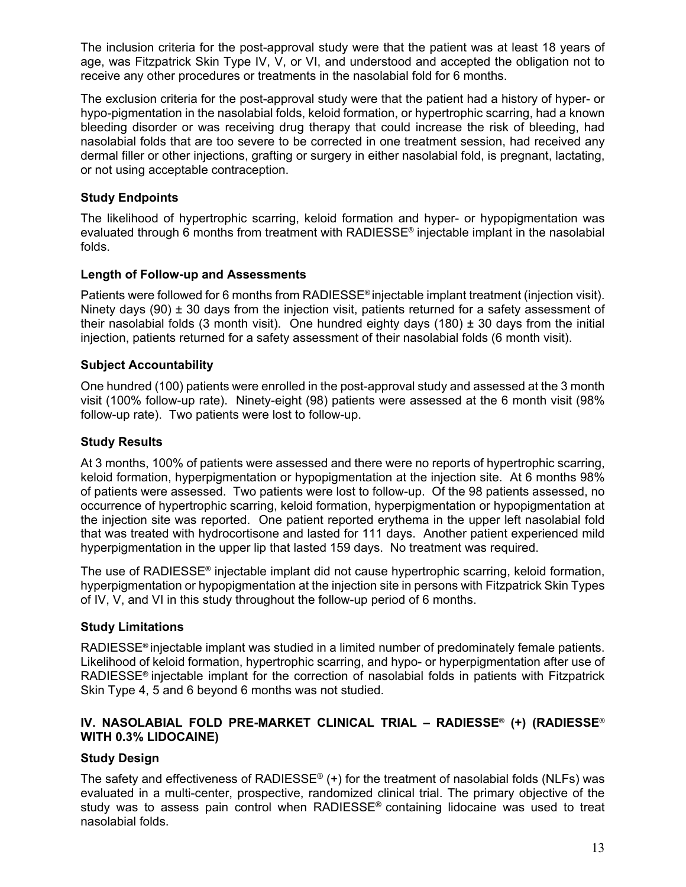The inclusion criteria for the post-approval study were that the patient was at least 18 years of age, was Fitzpatrick Skin Type IV, V, or VI, and understood and accepted the obligation not to receive any other procedures or treatments in the nasolabial fold for 6 months.

The exclusion criteria for the post-approval study were that the patient had a history of hyper- or hypo-pigmentation in the nasolabial folds, keloid formation, or hypertrophic scarring, had a known bleeding disorder or was receiving drug therapy that could increase the risk of bleeding, had nasolabial folds that are too severe to be corrected in one treatment session, had received any dermal filler or other injections, grafting or surgery in either nasolabial fold, is pregnant, lactating, or not using acceptable contraception.

### Study Endpoints

The likelihood of hypertrophic scarring, keloid formation and hyper- or hypopigmentation was evaluated through 6 months from treatment with RADIESSE® injectable implant in the nasolabial folds.

### Length of Follow-up and Assessments

Patients were followed for 6 months from RADIESSE® injectable implant treatment (injection visit). Ninety days (90) ± 30 days from the injection visit, patients returned for a safety assessment of their nasolabial folds (3 month visit). One hundred eighty days (180) ± 30 days from the initial injection, patients returned for a safety assessment of their nasolabial folds (6 month visit).

### Subject Accountability

One hundred (100) patients were enrolled in the post-approval study and assessed at the 3 month visit (100% follow-up rate). Ninety-eight (98) patients were assessed at the 6 month visit (98% follow-up rate). Two patients were lost to follow-up.

### Study Results

At 3 months, 100% of patients were assessed and there were no reports of hypertrophic scarring, keloid formation, hyperpigmentation or hypopigmentation at the injection site. At 6 months 98% of patients were assessed. Two patients were lost to follow-up. Of the 98 patients assessed, no occurrence of hypertrophic scarring, keloid formation, hyperpigmentation or hypopigmentation at the injection site was reported. One patient reported erythema in the upper left nasolabial fold that was treated with hydrocortisone and lasted for 111 days. Another patient experienced mild hyperpigmentation in the upper lip that lasted 159 days. No treatment was required.

The use of RADIESSE® injectable implant did not cause hypertrophic scarring, keloid formation, hyperpigmentation or hypopigmentation at the injection site in persons with Fitzpatrick Skin Types of IV, V, and VI in this study throughout the follow-up period of 6 months.

### Study Limitations

RADIESSE® injectable implant was studied in a limited number of predominately female patients. Likelihood of keloid formation, hypertrophic scarring, and hypo- or hyperpigmentation after use of RADIESSE® injectable implant for the correction of nasolabial folds in patients with Fitzpatrick Skin Type 4, 5 and 6 beyond 6 months was not studied.

## IV. NASOLABIAL FOLD PRE-MARKET CLINICAL TRIAL – RADIESSE® (+) (RADIESSE® WITH 0.3% LIDOCAINE)

### Study Design

The safety and effectiveness of RADIESSE® (+) for the treatment of nasolabial folds (NLFs) was evaluated in a multi-center, prospective, randomized clinical trial. The primary objective of the study was to assess pain control when RADIESSE® containing lidocaine was used to treat nasolabial folds.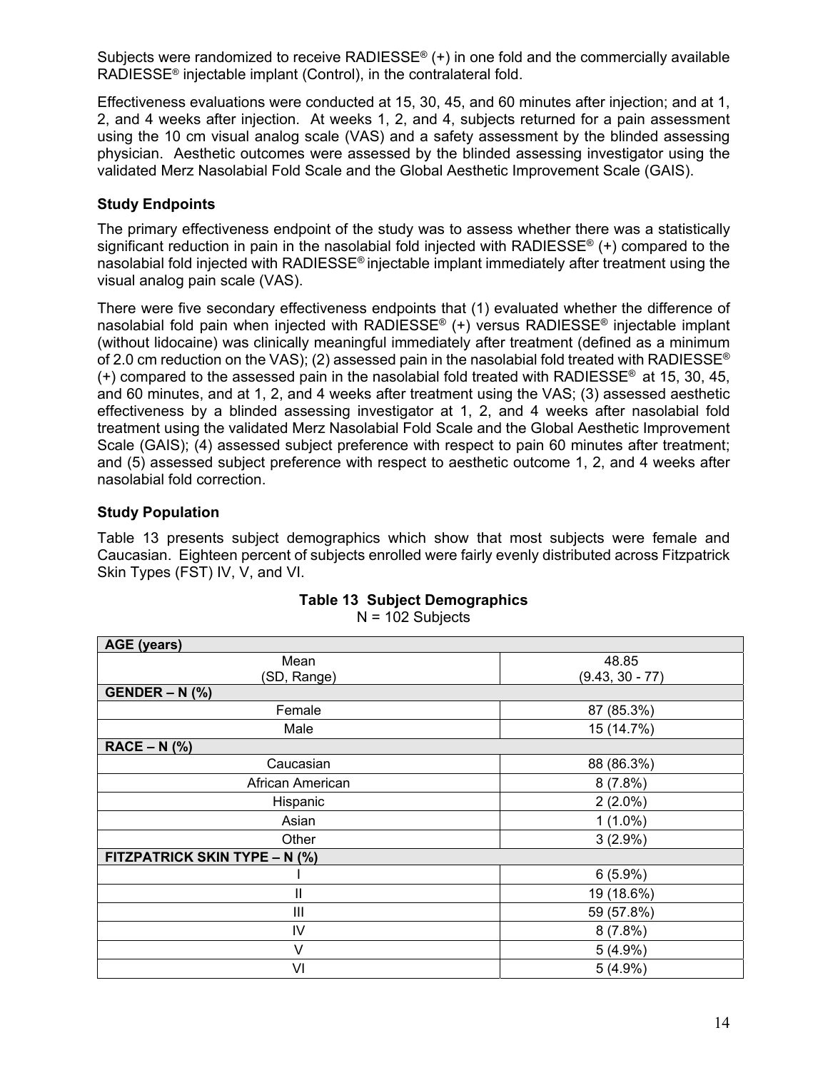Subjects were randomized to receive RADIESSE® (+) in one fold and the commercially available RADIESSE® injectable implant (Control), in the contralateral fold.

Effectiveness evaluations were conducted at 15, 30, 45, and 60 minutes after injection; and at 1, 2, and 4 weeks after injection. At weeks 1, 2, and 4, subjects returned for a pain assessment using the 10 cm visual analog scale (VAS) and a safety assessment by the blinded assessing physician. Aesthetic outcomes were assessed by the blinded assessing investigator using the validated Merz Nasolabial Fold Scale and the Global Aesthetic Improvement Scale (GAIS).

### Study Endpoints

The primary effectiveness endpoint of the study was to assess whether there was a statistically significant reduction in pain in the nasolabial fold injected with RADIESSE® (+) compared to the nasolabial fold injected with RADIESSE® injectable implant immediately after treatment using the visual analog pain scale (VAS).

There were five secondary effectiveness endpoints that (1) evaluated whether the difference of nasolabial fold pain when injected with RADIESSE® (+) versus RADIESSE® injectable implant (without lidocaine) was clinically meaningful immediately after treatment (defined as a minimum of 2.0 cm reduction on the VAS); (2) assessed pain in the nasolabial fold treated with RADIESSE® (+) compared to the assessed pain in the nasolabial fold treated with RADIESSE® at 15, 30, 45, and 60 minutes, and at 1, 2, and 4 weeks after treatment using the VAS; (3) assessed aesthetic effectiveness by a blinded assessing investigator at 1, 2, and 4 weeks after nasolabial fold treatment using the validated Merz Nasolabial Fold Scale and the Global Aesthetic Improvement Scale (GAIS); (4) assessed subject preference with respect to pain 60 minutes after treatment; and (5) assessed subject preference with respect to aesthetic outcome 1, 2, and 4 weeks after nasolabial fold correction.

### Study Population

Table 13 presents subject demographics which show that most subjects were female and Caucasian. Eighteen percent of subjects enrolled were fairly evenly distributed across Fitzpatrick Skin Types (FST) IV, V, and VI.

**Table 13 Subject Demographics**
N = 102 Subjects

| **AGE (years)** | |
|---|---|
| Mean (SD, Range) | 48.85 (9.43, 30 - 77) |
| **GENDER – N (%)** | |
| Female | 87 (85.3%) |
| Male | 15 (14.7%) |
| **RACE – N (%)** | |
| Caucasian | 88 (86.3%) |
| African American | 8 (7.8%) |
| Hispanic | 2 (2.0%) |
| Asian | 1 (1.0%) |
| Other | 3 (2.9%) |
| **FITZPATRICK SKIN TYPE – N (%)** | |
| I | 6 (5.9%) |
| II | 19 (18.6%) |
| III | 59 (57.8%) |
| IV | 8 (7.8%) |
| V | 5 (4.9%) |
| VI | 5 (4.9%) |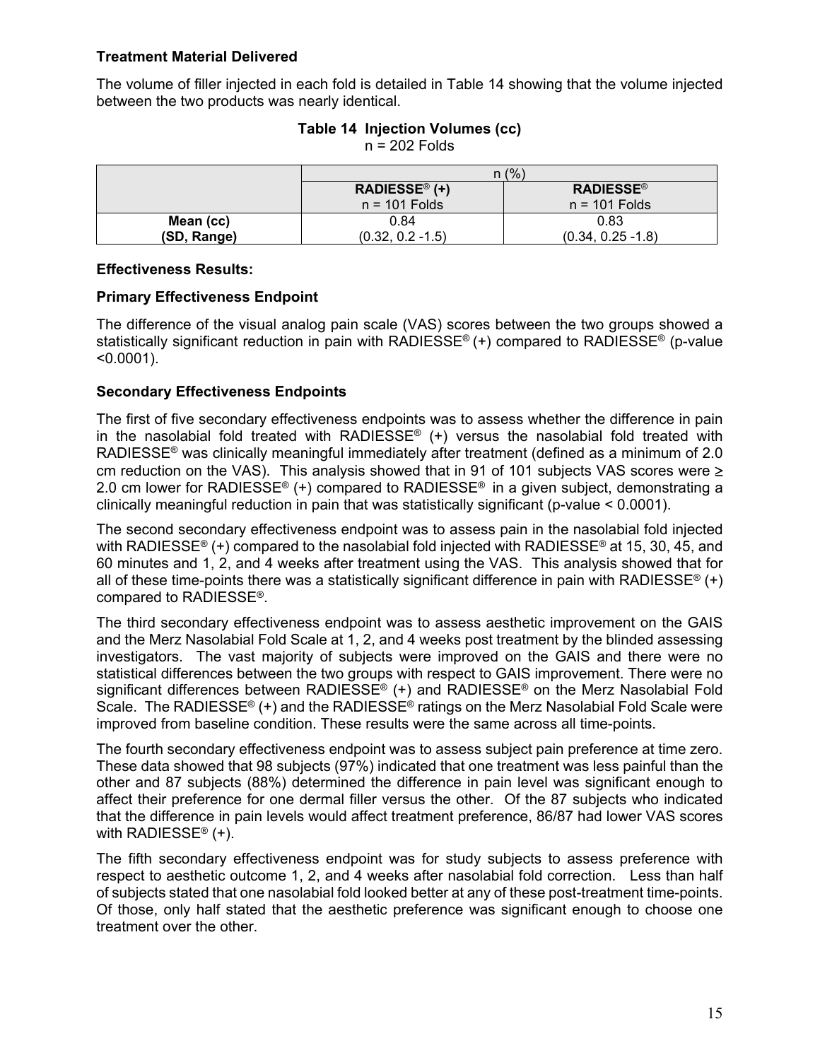**Treatment Material Delivered**

The volume of filler injected in each fold is detailed in Table 14 showing that the volume injected between the two products was nearly identical.

**Table 14 Injection Volumes (cc)**
n = 202 Folds

| | n (%) | |
|---|---|---|
| | **RADIESSE® (+)**<br>n = 101 Folds | **RADIESSE®**<br>n = 101 Folds |
| **Mean (cc)**<br>**(SD, Range)** | 0.84<br>(0.32, 0.2 -1.5) | 0.83<br>(0.34, 0.25 -1.8) |

**Effectiveness Results:**

**Primary Effectiveness Endpoint**

The difference of the visual analog pain scale (VAS) scores between the two groups showed a statistically significant reduction in pain with RADIESSE® (+) compared to RADIESSE® (p-value <0.0001).

**Secondary Effectiveness Endpoints**

The first of five secondary effectiveness endpoints was to assess whether the difference in pain in the nasolabial fold treated with RADIESSE® (+) versus the nasolabial fold treated with RADIESSE® was clinically meaningful immediately after treatment (defined as a minimum of 2.0 cm reduction on the VAS). This analysis showed that in 91 of 101 subjects VAS scores were ≥ 2.0 cm lower for RADIESSE® (+) compared to RADIESSE® in a given subject, demonstrating a clinically meaningful reduction in pain that was statistically significant (p-value < 0.0001).

The second secondary effectiveness endpoint was to assess pain in the nasolabial fold injected with RADIESSE® (+) compared to the nasolabial fold injected with RADIESSE® at 15, 30, 45, and 60 minutes and 1, 2, and 4 weeks after treatment using the VAS. This analysis showed that for all of these time-points there was a statistically significant difference in pain with RADIESSE® (+) compared to RADIESSE®.

The third secondary effectiveness endpoint was to assess aesthetic improvement on the GAIS and the Merz Nasolabial Fold Scale at 1, 2, and 4 weeks post treatment by the blinded assessing investigators. The vast majority of subjects were improved on the GAIS and there were no statistical differences between the two groups with respect to GAIS improvement. There were no significant differences between RADIESSE® (+) and RADIESSE® on the Merz Nasolabial Fold Scale. The RADIESSE® (+) and the RADIESSE® ratings on the Merz Nasolabial Fold Scale were improved from baseline condition. These results were the same across all time-points.

The fourth secondary effectiveness endpoint was to assess subject pain preference at time zero. These data showed that 98 subjects (97%) indicated that one treatment was less painful than the other and 87 subjects (88%) determined the difference in pain level was significant enough to affect their preference for one dermal filler versus the other. Of the 87 subjects who indicated that the difference in pain levels would affect treatment preference, 86/87 had lower VAS scores with RADIESSE® (+).

The fifth secondary effectiveness endpoint was for study subjects to assess preference with respect to aesthetic outcome 1, 2, and 4 weeks after nasolabial fold correction. Less than half of subjects stated that one nasolabial fold looked better at any of these post-treatment time-points. Of those, only half stated that the aesthetic preference was significant enough to choose one treatment over the other.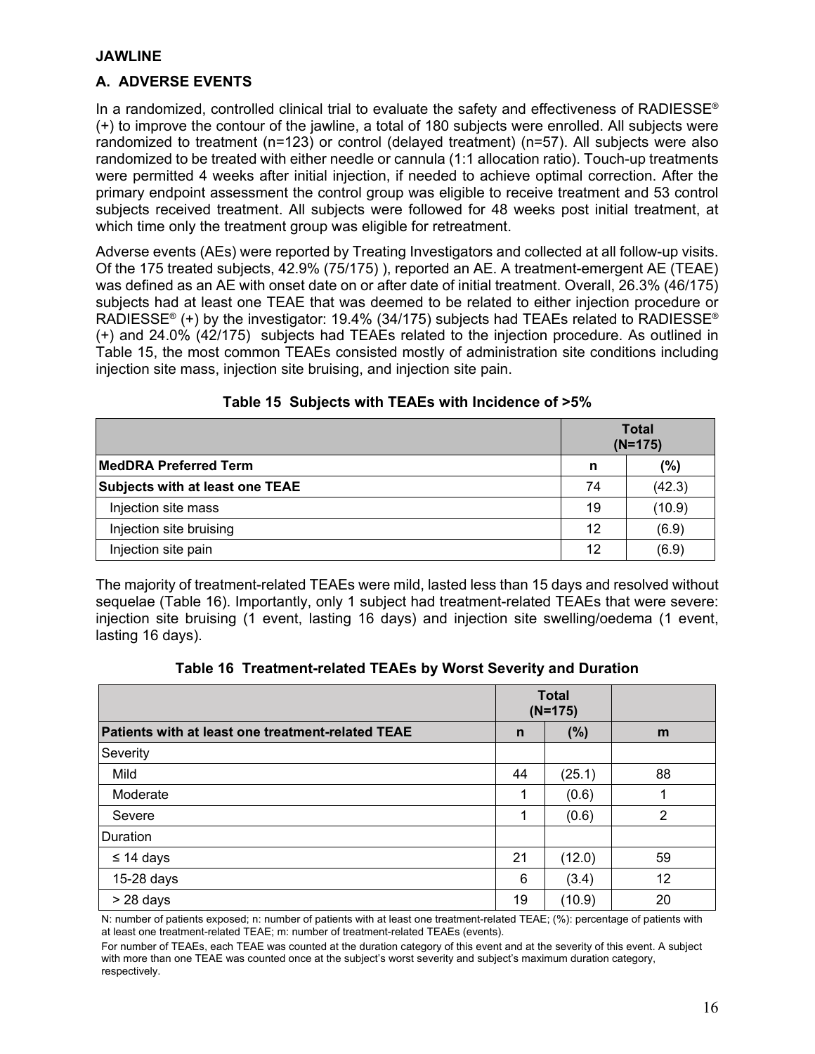**JAWLINE**

**A. ADVERSE EVENTS**

In a randomized, controlled clinical trial to evaluate the safety and effectiveness of RADIESSE® (+) to improve the contour of the jawline, a total of 180 subjects were enrolled. All subjects were randomized to treatment (n=123) or control (delayed treatment) (n=57). All subjects were also randomized to be treated with either needle or cannula (1:1 allocation ratio). Touch-up treatments were permitted 4 weeks after initial injection, if needed to achieve optimal correction. After the primary endpoint assessment the control group was eligible to receive treatment and 53 control subjects received treatment. All subjects were followed for 48 weeks post initial treatment, at which time only the treatment group was eligible for retreatment.

Adverse events (AEs) were reported by Treating Investigators and collected at all follow-up visits. Of the 175 treated subjects, 42.9% (75/175) ), reported an AE. A treatment-emergent AE (TEAE) was defined as an AE with onset date on or after date of initial treatment. Overall, 26.3% (46/175) subjects had at least one TEAE that was deemed to be related to either injection procedure or RADIESSE® (+) by the investigator: 19.4% (34/175) subjects had TEAEs related to RADIESSE® (+) and 24.0% (42/175) subjects had TEAEs related to the injection procedure. As outlined in Table 15, the most common TEAEs consisted mostly of administration site conditions including injection site mass, injection site bruising, and injection site pain.

**Table 15 Subjects with TEAEs with Incidence of >5%**

| | Total (N=175) | |
|---|---|---|
| **MedDRA Preferred Term** | **n** | **(%)** |
| **Subjects with at least one TEAE** | 74 | (42.3) |
| Injection site mass | 19 | (10.9) |
| Injection site bruising | 12 | (6.9) |
| Injection site pain | 12 | (6.9) |

The majority of treatment-related TEAEs were mild, lasted less than 15 days and resolved without sequelae (Table 16). Importantly, only 1 subject had treatment-related TEAEs that were severe: injection site bruising (1 event, lasting 16 days) and injection site swelling/oedema (1 event, lasting 16 days).

**Table 16 Treatment-related TEAEs by Worst Severity and Duration**

| | Total (N=175) | | |
|---|---|---|---|
| **Patients with at least one treatment-related TEAE** | **n** | **(%)** | **m** |
| Severity | | | |
| Mild | 44 | (25.1) | 88 |
| Moderate | 1 | (0.6) | 1 |
| Severe | 1 | (0.6) | 2 |
| Duration | | | |
| ≤ 14 days | 21 | (12.0) | 59 |
| 15-28 days | 6 | (3.4) | 12 |
| > 28 days | 19 | (10.9) | 20 |

N: number of patients exposed; n: number of patients with at least one treatment-related TEAE; (%): percentage of patients with at least one treatment-related TEAE; m: number of treatment-related TEAEs (events).

For number of TEAEs, each TEAE was counted at the duration category of this event and at the severity of this event. A subject with more than one TEAE was counted once at the subject's worst severity and subject's maximum duration category, respectively.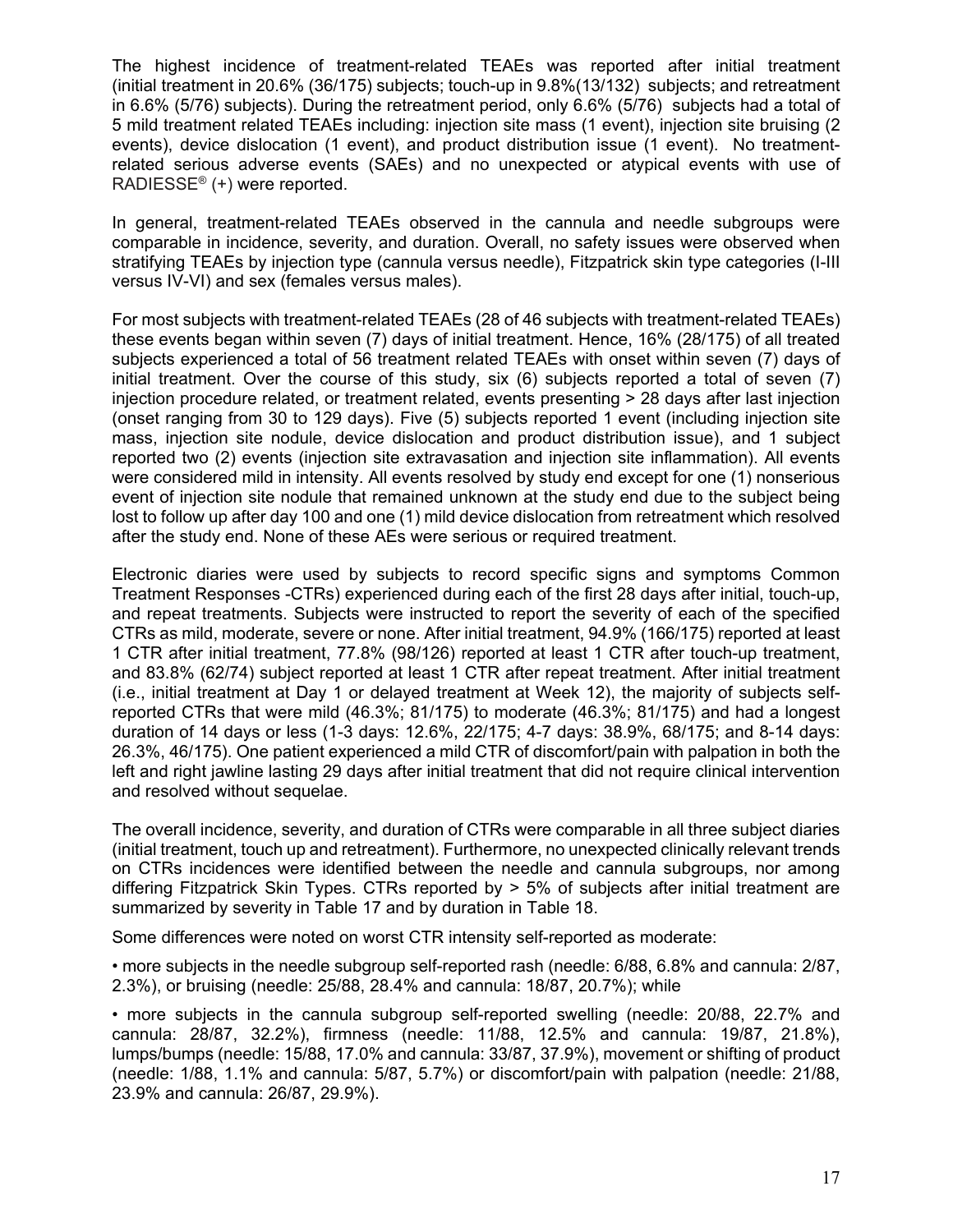The highest incidence of treatment-related TEAEs was reported after initial treatment (initial treatment in 20.6% (36/175) subjects; touch-up in 9.8%(13/132) subjects; and retreatment in 6.6% (5/76) subjects). During the retreatment period, only 6.6% (5/76) subjects had a total of 5 mild treatment related TEAEs including: injection site mass (1 event), injection site bruising (2 events), device dislocation (1 event), and product distribution issue (1 event). No treatment-related serious adverse events (SAEs) and no unexpected or atypical events with use of RADIESSE® (+) were reported.

In general, treatment-related TEAEs observed in the cannula and needle subgroups were comparable in incidence, severity, and duration. Overall, no safety issues were observed when stratifying TEAEs by injection type (cannula versus needle), Fitzpatrick skin type categories (I-III versus IV-VI) and sex (females versus males).

For most subjects with treatment-related TEAEs (28 of 46 subjects with treatment-related TEAEs) these events began within seven (7) days of initial treatment. Hence, 16% (28/175) of all treated subjects experienced a total of 56 treatment related TEAEs with onset within seven (7) days of initial treatment. Over the course of this study, six (6) subjects reported a total of seven (7) injection procedure related, or treatment related, events presenting > 28 days after last injection (onset ranging from 30 to 129 days). Five (5) subjects reported 1 event (including injection site mass, injection site nodule, device dislocation and product distribution issue), and 1 subject reported two (2) events (injection site extravasation and injection site inflammation). All events were considered mild in intensity. All events resolved by study end except for one (1) nonserious event of injection site nodule that remained unknown at the study end due to the subject being lost to follow up after day 100 and one (1) mild device dislocation from retreatment which resolved after the study end. None of these AEs were serious or required treatment.

Electronic diaries were used by subjects to record specific signs and symptoms Common Treatment Responses -CTRs) experienced during each of the first 28 days after initial, touch-up, and repeat treatments. Subjects were instructed to report the severity of each of the specified CTRs as mild, moderate, severe or none. After initial treatment, 94.9% (166/175) reported at least 1 CTR after initial treatment, 77.8% (98/126) reported at least 1 CTR after touch-up treatment, and 83.8% (62/74) subject reported at least 1 CTR after repeat treatment. After initial treatment (i.e., initial treatment at Day 1 or delayed treatment at Week 12), the majority of subjects self-reported CTRs that were mild (46.3%; 81/175) to moderate (46.3%; 81/175) and had a longest duration of 14 days or less (1-3 days: 12.6%, 22/175; 4-7 days: 38.9%, 68/175; and 8-14 days: 26.3%, 46/175). One patient experienced a mild CTR of discomfort/pain with palpation in both the left and right jawline lasting 29 days after initial treatment that did not require clinical intervention and resolved without sequelae.

The overall incidence, severity, and duration of CTRs were comparable in all three subject diaries (initial treatment, touch up and retreatment). Furthermore, no unexpected clinically relevant trends on CTRs incidences were identified between the needle and cannula subgroups, nor among differing Fitzpatrick Skin Types. CTRs reported by > 5% of subjects after initial treatment are summarized by severity in Table 17 and by duration in Table 18.

Some differences were noted on worst CTR intensity self-reported as moderate:

- more subjects in the needle subgroup self-reported rash (needle: 6/88, 6.8% and cannula: 2/87, 2.3%), or bruising (needle: 25/88, 28.4% and cannula: 18/87, 20.7%); while
- more subjects in the cannula subgroup self-reported swelling (needle: 20/88, 22.7% and cannula: 28/87, 32.2%), firmness (needle: 11/88, 12.5% and cannula: 19/87, 21.8%), lumps/bumps (needle: 15/88, 17.0% and cannula: 33/87, 37.9%), movement or shifting of product (needle: 1/88, 1.1% and cannula: 5/87, 5.7%) or discomfort/pain with palpation (needle: 21/88, 23.9% and cannula: 26/87, 29.9%).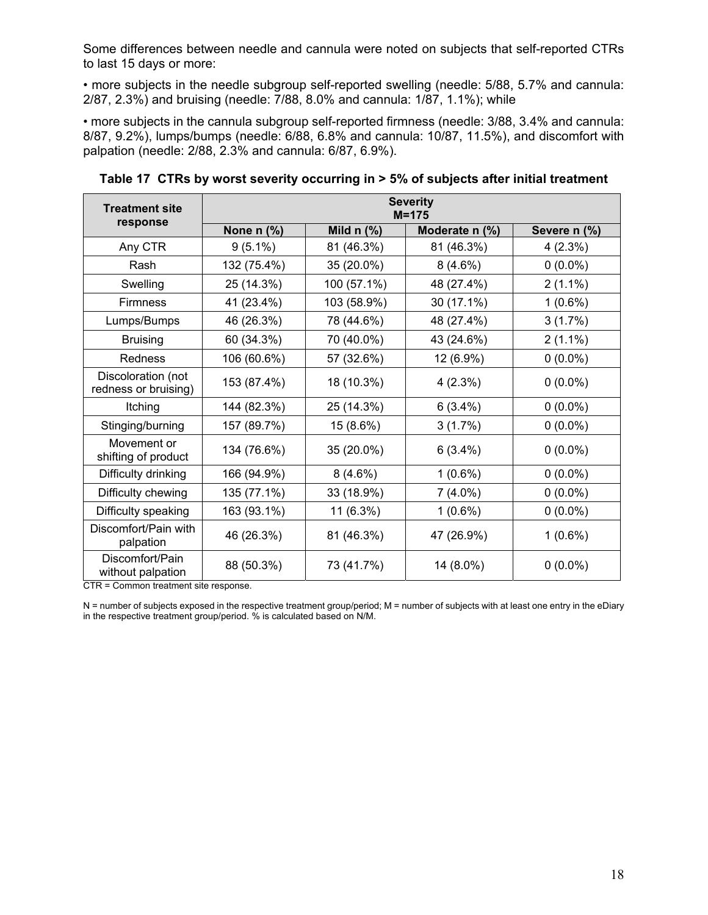Some differences between needle and cannula were noted on subjects that self-reported CTRs to last 15 days or more:

• more subjects in the needle subgroup self-reported swelling (needle: 5/88, 5.7% and cannula: 2/87, 2.3%) and bruising (needle: 7/88, 8.0% and cannula: 1/87, 1.1%); while

• more subjects in the cannula subgroup self-reported firmness (needle: 3/88, 3.4% and cannula: 8/87, 9.2%), lumps/bumps (needle: 6/88, 6.8% and cannula: 10/87, 11.5%), and discomfort with palpation (needle: 2/88, 2.3% and cannula: 6/87, 6.9%).

**Table 17 CTRs by worst severity occurring in > 5% of subjects after initial treatment**

| Treatment site response | Severity M=175 | | | |
|---|---|---|---|---|
| | None n (%) | Mild n (%) | Moderate n (%) | Severe n (%) |
| Any CTR | 9 (5.1%) | 81 (46.3%) | 81 (46.3%) | 4 (2.3%) |
| Rash | 132 (75.4%) | 35 (20.0%) | 8 (4.6%) | 0 (0.0%) |
| Swelling | 25 (14.3%) | 100 (57.1%) | 48 (27.4%) | 2 (1.1%) |
| Firmness | 41 (23.4%) | 103 (58.9%) | 30 (17.1%) | 1 (0.6%) |
| Lumps/Bumps | 46 (26.3%) | 78 (44.6%) | 48 (27.4%) | 3 (1.7%) |
| Bruising | 60 (34.3%) | 70 (40.0%) | 43 (24.6%) | 2 (1.1%) |
| Redness | 106 (60.6%) | 57 (32.6%) | 12 (6.9%) | 0 (0.0%) |
| Discoloration (not redness or bruising) | 153 (87.4%) | 18 (10.3%) | 4 (2.3%) | 0 (0.0%) |
| Itching | 144 (82.3%) | 25 (14.3%) | 6 (3.4%) | 0 (0.0%) |
| Stinging/burning | 157 (89.7%) | 15 (8.6%) | 3 (1.7%) | 0 (0.0%) |
| Movement or shifting of product | 134 (76.6%) | 35 (20.0%) | 6 (3.4%) | 0 (0.0%) |
| Difficulty drinking | 166 (94.9%) | 8 (4.6%) | 1 (0.6%) | 0 (0.0%) |
| Difficulty chewing | 135 (77.1%) | 33 (18.9%) | 7 (4.0%) | 0 (0.0%) |
| Difficulty speaking | 163 (93.1%) | 11 (6.3%) | 1 (0.6%) | 0 (0.0%) |
| Discomfort/Pain with palpation | 46 (26.3%) | 81 (46.3%) | 47 (26.9%) | 1 (0.6%) |
| Discomfort/Pain without palpation | 88 (50.3%) | 73 (41.7%) | 14 (8.0%) | 0 (0.0%) |

CTR = Common treatment site response.

N = number of subjects exposed in the respective treatment group/period; M = number of subjects with at least one entry in the eDiary in the respective treatment group/period. % is calculated based on N/M.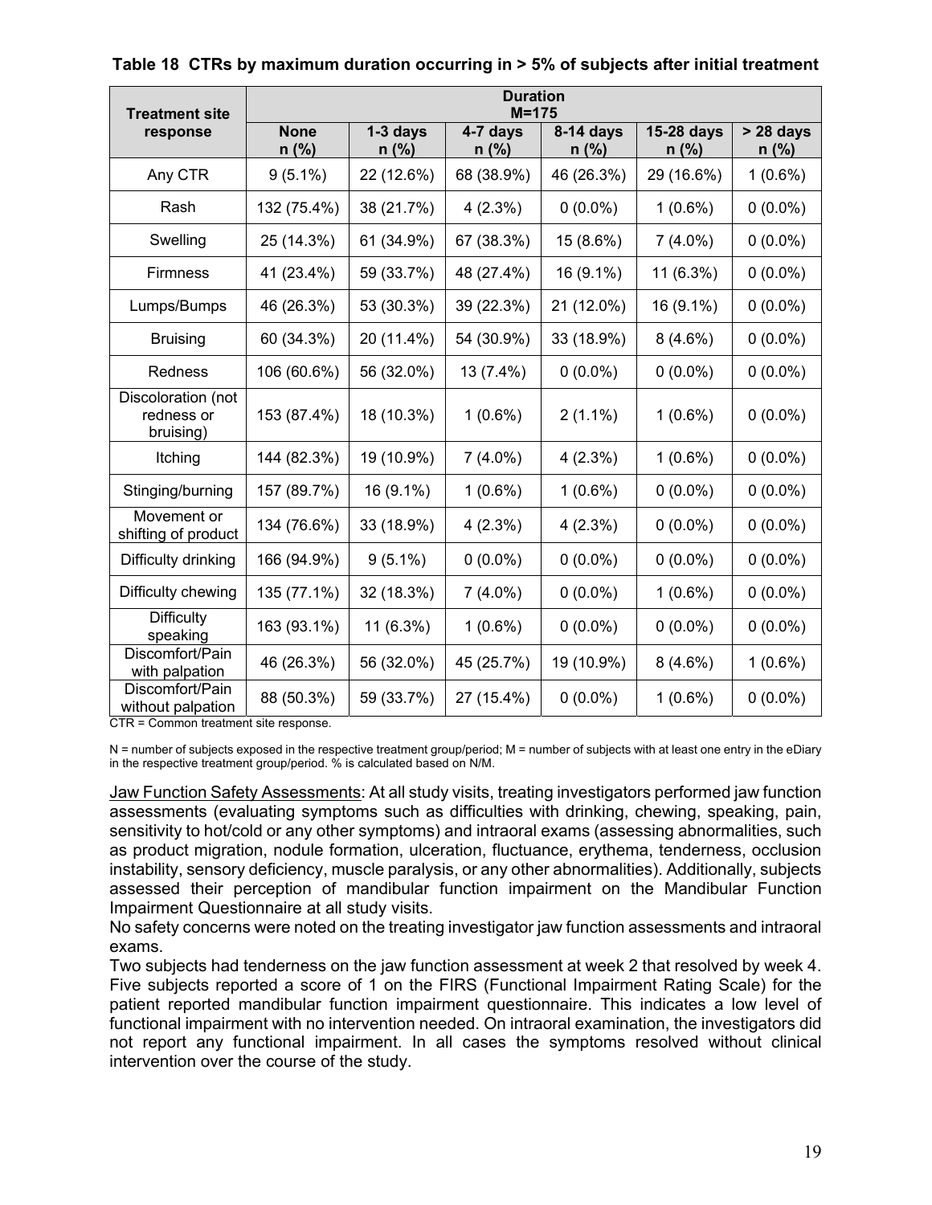**Table 18 CTRs by maximum duration occurring in > 5% of subjects after initial treatment**

| Treatment site response | Duration M=175 | | | | | |
|---|---|---|---|---|---|---|
| | None n (%) | 1-3 days n (%) | 4-7 days n (%) | 8-14 days n (%) | 15-28 days n (%) | > 28 days n (%) |
| Any CTR | 9 (5.1%) | 22 (12.6%) | 68 (38.9%) | 46 (26.3%) | 29 (16.6%) | 1 (0.6%) |
| Rash | 132 (75.4%) | 38 (21.7%) | 4 (2.3%) | 0 (0.0%) | 1 (0.6%) | 0 (0.0%) |
| Swelling | 25 (14.3%) | 61 (34.9%) | 67 (38.3%) | 15 (8.6%) | 7 (4.0%) | 0 (0.0%) |
| Firmness | 41 (23.4%) | 59 (33.7%) | 48 (27.4%) | 16 (9.1%) | 11 (6.3%) | 0 (0.0%) |
| Lumps/Bumps | 46 (26.3%) | 53 (30.3%) | 39 (22.3%) | 21 (12.0%) | 16 (9.1%) | 0 (0.0%) |
| Bruising | 60 (34.3%) | 20 (11.4%) | 54 (30.9%) | 33 (18.9%) | 8 (4.6%) | 0 (0.0%) |
| Redness | 106 (60.6%) | 56 (32.0%) | 13 (7.4%) | 0 (0.0%) | 0 (0.0%) | 0 (0.0%) |
| Discoloration (not redness or bruising) | 153 (87.4%) | 18 (10.3%) | 1 (0.6%) | 2 (1.1%) | 1 (0.6%) | 0 (0.0%) |
| Itching | 144 (82.3%) | 19 (10.9%) | 7 (4.0%) | 4 (2.3%) | 1 (0.6%) | 0 (0.0%) |
| Stinging/burning | 157 (89.7%) | 16 (9.1%) | 1 (0.6%) | 1 (0.6%) | 0 (0.0%) | 0 (0.0%) |
| Movement or shifting of product | 134 (76.6%) | 33 (18.9%) | 4 (2.3%) | 4 (2.3%) | 0 (0.0%) | 0 (0.0%) |
| Difficulty drinking | 166 (94.9%) | 9 (5.1%) | 0 (0.0%) | 0 (0.0%) | 0 (0.0%) | 0 (0.0%) |
| Difficulty chewing | 135 (77.1%) | 32 (18.3%) | 7 (4.0%) | 0 (0.0%) | 1 (0.6%) | 0 (0.0%) |
| Difficulty speaking | 163 (93.1%) | 11 (6.3%) | 1 (0.6%) | 0 (0.0%) | 0 (0.0%) | 0 (0.0%) |
| Discomfort/Pain with palpation | 46 (26.3%) | 56 (32.0%) | 45 (25.7%) | 19 (10.9%) | 8 (4.6%) | 1 (0.6%) |
| Discomfort/Pain without palpation | 88 (50.3%) | 59 (33.7%) | 27 (15.4%) | 0 (0.0%) | 1 (0.6%) | 0 (0.0%) |

CTR = Common treatment site response.

N = number of subjects exposed in the respective treatment group/period; M = number of subjects with at least one entry in the eDiary in the respective treatment group/period. % is calculated based on N/M.

Jaw Function Safety Assessments: At all study visits, treating investigators performed jaw function assessments (evaluating symptoms such as difficulties with drinking, chewing, speaking, pain, sensitivity to hot/cold or any other symptoms) and intraoral exams (assessing abnormalities, such as product migration, nodule formation, ulceration, fluctuance, erythema, tenderness, occlusion instability, sensory deficiency, muscle paralysis, or any other abnormalities). Additionally, subjects assessed their perception of mandibular function impairment on the Mandibular Function Impairment Questionnaire at all study visits.

No safety concerns were noted on the treating investigator jaw function assessments and intraoral exams.

Two subjects had tenderness on the jaw function assessment at week 2 that resolved by week 4. Five subjects reported a score of 1 on the FIRS (Functional Impairment Rating Scale) for the patient reported mandibular function impairment questionnaire. This indicates a low level of functional impairment with no intervention needed. On intraoral examination, the investigators did not report any functional impairment. In all cases the symptoms resolved without clinical intervention over the course of the study.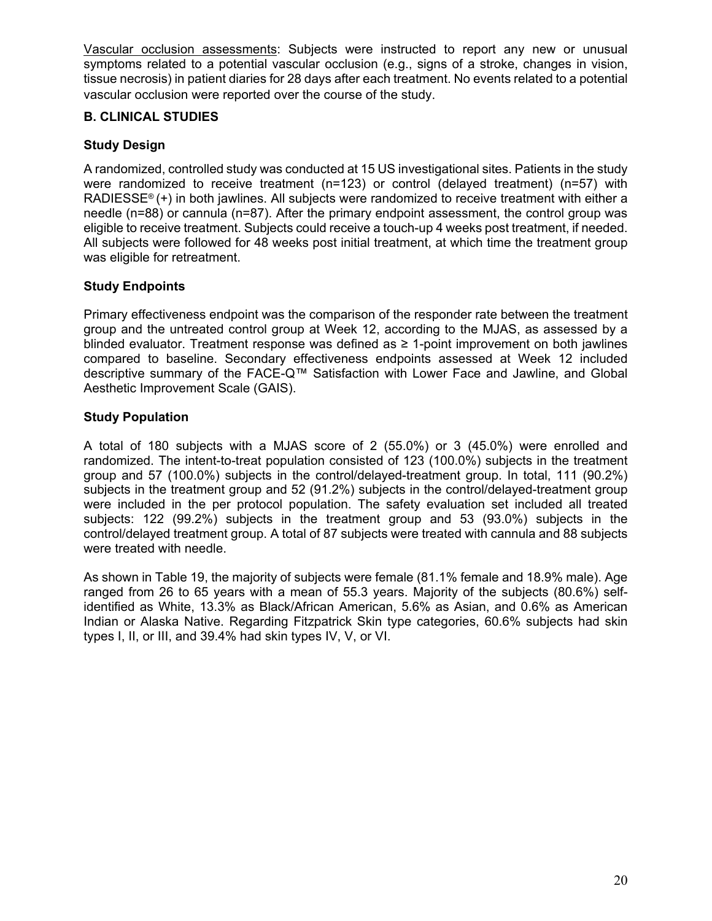Vascular occlusion assessments: Subjects were instructed to report any new or unusual symptoms related to a potential vascular occlusion (e.g., signs of a stroke, changes in vision, tissue necrosis) in patient diaries for 28 days after each treatment. No events related to a potential vascular occlusion were reported over the course of the study.

## B. CLINICAL STUDIES

### Study Design

A randomized, controlled study was conducted at 15 US investigational sites. Patients in the study were randomized to receive treatment (n=123) or control (delayed treatment) (n=57) with RADIESSE® (+) in both jawlines. All subjects were randomized to receive treatment with either a needle (n=88) or cannula (n=87). After the primary endpoint assessment, the control group was eligible to receive treatment. Subjects could receive a touch-up 4 weeks post treatment, if needed. All subjects were followed for 48 weeks post initial treatment, at which time the treatment group was eligible for retreatment.

### Study Endpoints

Primary effectiveness endpoint was the comparison of the responder rate between the treatment group and the untreated control group at Week 12, according to the MJAS, as assessed by a blinded evaluator. Treatment response was defined as ≥ 1-point improvement on both jawlines compared to baseline. Secondary effectiveness endpoints assessed at Week 12 included descriptive summary of the FACE-Q™ Satisfaction with Lower Face and Jawline, and Global Aesthetic Improvement Scale (GAIS).

### Study Population

A total of 180 subjects with a MJAS score of 2 (55.0%) or 3 (45.0%) were enrolled and randomized. The intent-to-treat population consisted of 123 (100.0%) subjects in the treatment group and 57 (100.0%) subjects in the control/delayed-treatment group. In total, 111 (90.2%) subjects in the treatment group and 52 (91.2%) subjects in the control/delayed-treatment group were included in the per protocol population. The safety evaluation set included all treated subjects: 122 (99.2%) subjects in the treatment group and 53 (93.0%) subjects in the control/delayed treatment group. A total of 87 subjects were treated with cannula and 88 subjects were treated with needle.

As shown in Table 19, the majority of subjects were female (81.1% female and 18.9% male). Age ranged from 26 to 65 years with a mean of 55.3 years. Majority of the subjects (80.6%) self-identified as White, 13.3% as Black/African American, 5.6% as Asian, and 0.6% as American Indian or Alaska Native. Regarding Fitzpatrick Skin type categories, 60.6% subjects had skin types I, II, or III, and 39.4% had skin types IV, V, or VI.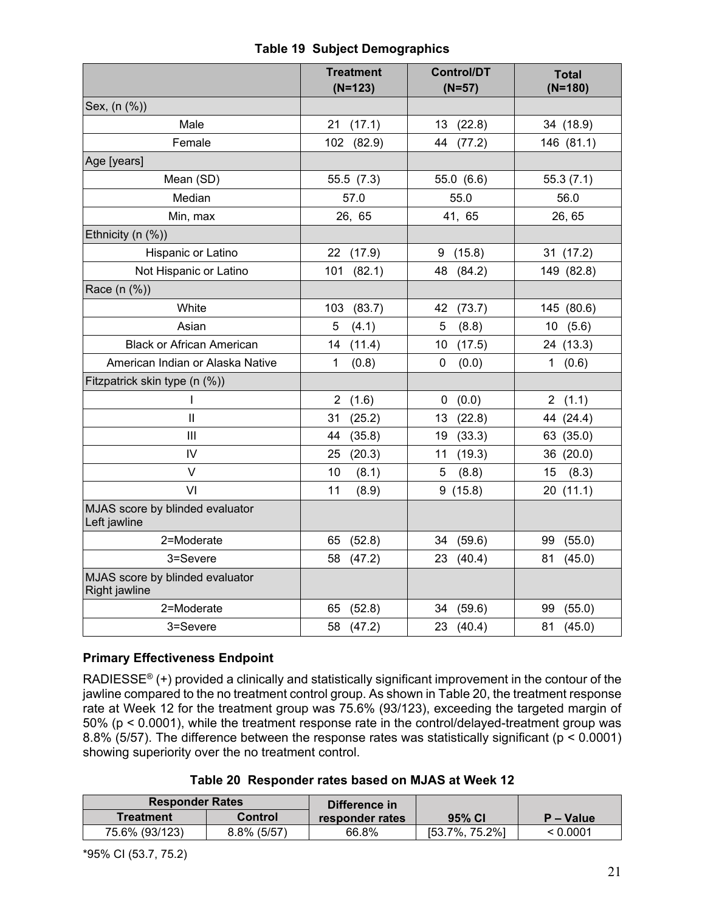**Table 19 Subject Demographics**

| | Treatment (N=123) | Control/DT (N=57) | Total (N=180) |
|---|---|---|---|
| Sex, (n (%)) | | | |
| Male | 21 (17.1) | 13 (22.8) | 34 (18.9) |
| Female | 102 (82.9) | 44 (77.2) | 146 (81.1) |
| Age [years] | | | |
| Mean (SD) | 55.5 (7.3) | 55.0 (6.6) | 55.3 (7.1) |
| Median | 57.0 | 55.0 | 56.0 |
| Min, max | 26, 65 | 41, 65 | 26, 65 |
| Ethnicity (n (%)) | | | |
| Hispanic or Latino | 22 (17.9) | 9 (15.8) | 31 (17.2) |
| Not Hispanic or Latino | 101 (82.1) | 48 (84.2) | 149 (82.8) |
| Race (n (%)) | | | |
| White | 103 (83.7) | 42 (73.7) | 145 (80.6) |
| Asian | 5 (4.1) | 5 (8.8) | 10 (5.6) |
| Black or African American | 14 (11.4) | 10 (17.5) | 24 (13.3) |
| American Indian or Alaska Native | 1 (0.8) | 0 (0.0) | 1 (0.6) |
| Fitzpatrick skin type (n (%)) | | | |
| I | 2 (1.6) | 0 (0.0) | 2 (1.1) |
| II | 31 (25.2) | 13 (22.8) | 44 (24.4) |
| III | 44 (35.8) | 19 (33.3) | 63 (35.0) |
| IV | 25 (20.3) | 11 (19.3) | 36 (20.0) |
| V | 10 (8.1) | 5 (8.8) | 15 (8.3) |
| VI | 11 (8.9) | 9 (15.8) | 20 (11.1) |
| MJAS score by blinded evaluator Left jawline | | | |
| 2=Moderate | 65 (52.8) | 34 (59.6) | 99 (55.0) |
| 3=Severe | 58 (47.2) | 23 (40.4) | 81 (45.0) |
| MJAS score by blinded evaluator Right jawline | | | |
| 2=Moderate | 65 (52.8) | 34 (59.6) | 99 (55.0) |
| 3=Severe | 58 (47.2) | 23 (40.4) | 81 (45.0) |

**Primary Effectiveness Endpoint**

RADIESSE® (+) provided a clinically and statistically significant improvement in the contour of the jawline compared to the no treatment control group. As shown in Table 20, the treatment response rate at Week 12 for the treatment group was 75.6% (93/123), exceeding the targeted margin of 50% ($p < 0.0001$), while the treatment response rate in the control/delayed-treatment group was 8.8% (5/57). The difference between the response rates was statistically significant ($p < 0.0001$) showing superiority over the no treatment control.

**Table 20 Responder rates based on MJAS at Week 12**

| Responder Rates | | Difference in responder rates | 95% CI | P – Value |
|---|---|---|---|---|
| Treatment | Control | | | |
| 75.6% (93/123) | 8.8% (5/57) | 66.8% | [53.7%, 75.2%] | < 0.0001 |

*95% CI (53.7, 75.2)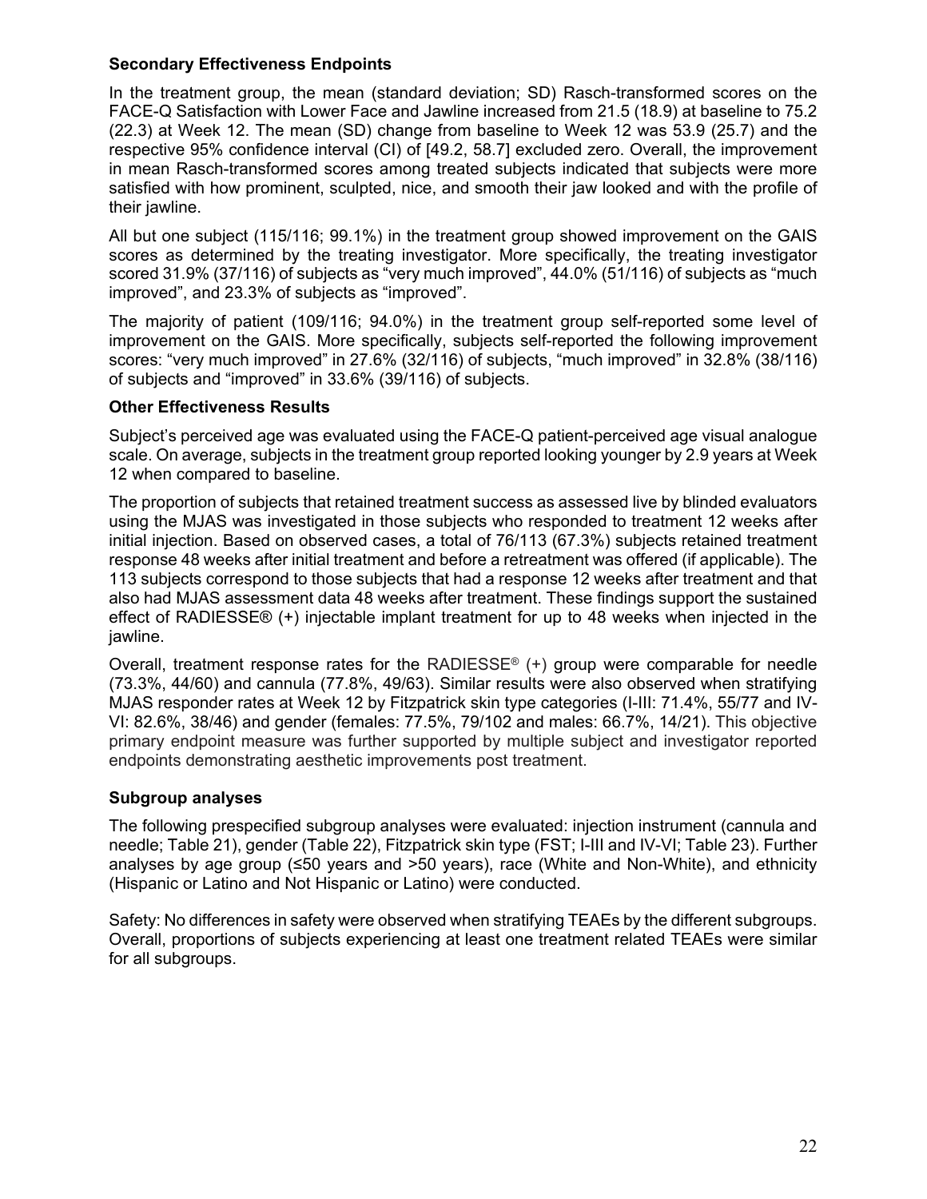### Secondary Effectiveness Endpoints

In the treatment group, the mean (standard deviation; SD) Rasch-transformed scores on the FACE-Q Satisfaction with Lower Face and Jawline increased from 21.5 (18.9) at baseline to 75.2 (22.3) at Week 12. The mean (SD) change from baseline to Week 12 was 53.9 (25.7) and the respective 95% confidence interval (CI) of [49.2, 58.7] excluded zero. Overall, the improvement in mean Rasch-transformed scores among treated subjects indicated that subjects were more satisfied with how prominent, sculpted, nice, and smooth their jaw looked and with the profile of their jawline.

All but one subject (115/116; 99.1%) in the treatment group showed improvement on the GAIS scores as determined by the treating investigator. More specifically, the treating investigator scored 31.9% (37/116) of subjects as "very much improved", 44.0% (51/116) of subjects as "much improved", and 23.3% of subjects as "improved".

The majority of patient (109/116; 94.0%) in the treatment group self-reported some level of improvement on the GAIS. More specifically, subjects self-reported the following improvement scores: "very much improved" in 27.6% (32/116) of subjects, "much improved" in 32.8% (38/116) of subjects and "improved" in 33.6% (39/116) of subjects.

### Other Effectiveness Results

Subject's perceived age was evaluated using the FACE-Q patient-perceived age visual analogue scale. On average, subjects in the treatment group reported looking younger by 2.9 years at Week 12 when compared to baseline.

The proportion of subjects that retained treatment success as assessed live by blinded evaluators using the MJAS was investigated in those subjects who responded to treatment 12 weeks after initial injection. Based on observed cases, a total of 76/113 (67.3%) subjects retained treatment response 48 weeks after initial treatment and before a retreatment was offered (if applicable). The 113 subjects correspond to those subjects that had a response 12 weeks after treatment and that also had MJAS assessment data 48 weeks after treatment. These findings support the sustained effect of RADIESSE® (+) injectable implant treatment for up to 48 weeks when injected in the jawline.

Overall, treatment response rates for the RADIESSE® (+) group were comparable for needle (73.3%, 44/60) and cannula (77.8%, 49/63). Similar results were also observed when stratifying MJAS responder rates at Week 12 by Fitzpatrick skin type categories (I-III: 71.4%, 55/77 and IV-VI: 82.6%, 38/46) and gender (females: 77.5%, 79/102 and males: 66.7%, 14/21). This objective primary endpoint measure was further supported by multiple subject and investigator reported endpoints demonstrating aesthetic improvements post treatment.

### Subgroup analyses

The following prespecified subgroup analyses were evaluated: injection instrument (cannula and needle; Table 21), gender (Table 22), Fitzpatrick skin type (FST; I-III and IV-VI; Table 23). Further analyses by age group (≤50 years and >50 years), race (White and Non-White), and ethnicity (Hispanic or Latino and Not Hispanic or Latino) were conducted.

Safety: No differences in safety were observed when stratifying TEAEs by the different subgroups. Overall, proportions of subjects experiencing at least one treatment related TEAEs were similar for all subgroups.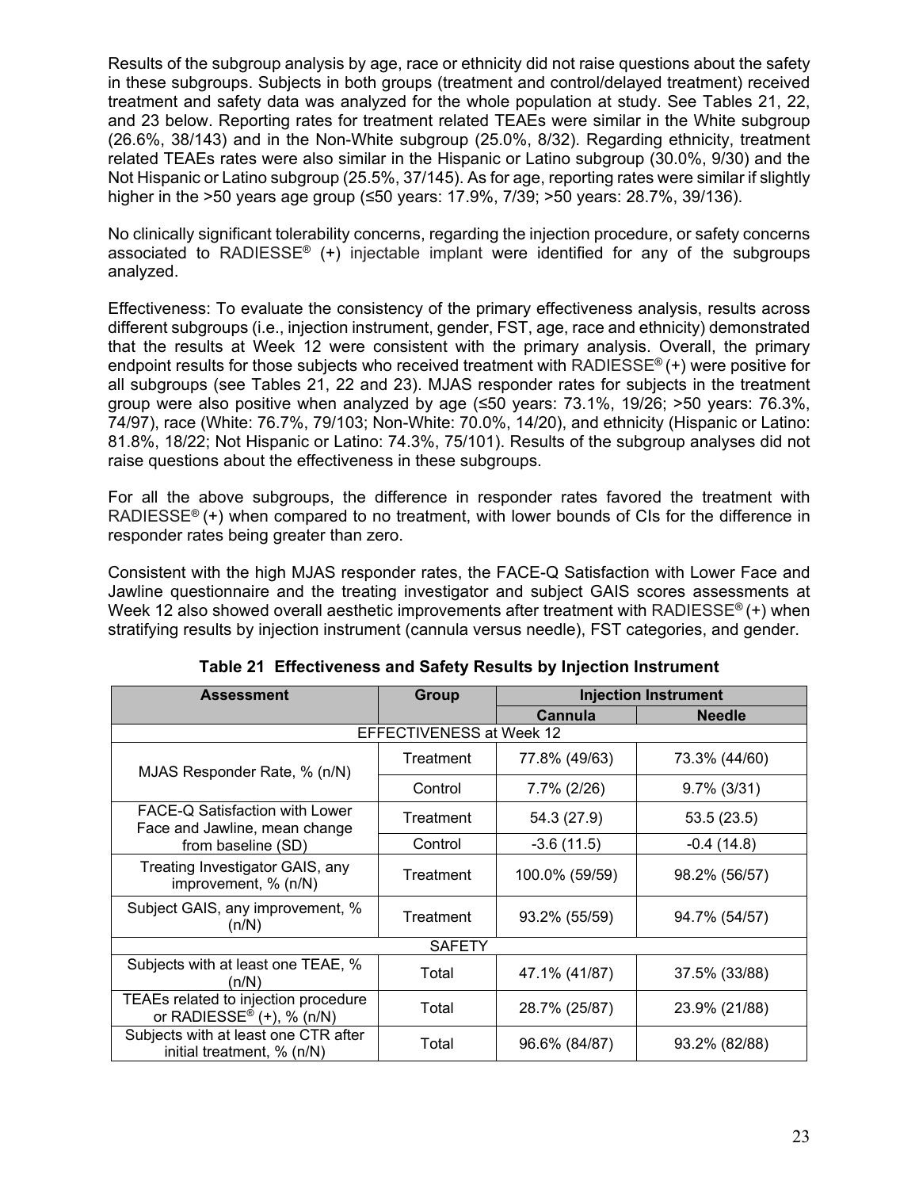Results of the subgroup analysis by age, race or ethnicity did not raise questions about the safety in these subgroups. Subjects in both groups (treatment and control/delayed treatment) received treatment and safety data was analyzed for the whole population at study. See Tables 21, 22, and 23 below. Reporting rates for treatment related TEAEs were similar in the White subgroup (26.6%, 38/143) and in the Non-White subgroup (25.0%, 8/32). Regarding ethnicity, treatment related TEAEs rates were also similar in the Hispanic or Latino subgroup (30.0%, 9/30) and the Not Hispanic or Latino subgroup (25.5%, 37/145). As for age, reporting rates were similar if slightly higher in the >50 years age group (≤50 years: 17.9%, 7/39; >50 years: 28.7%, 39/136).

No clinically significant tolerability concerns, regarding the injection procedure, or safety concerns associated to RADIESSE® (+) injectable implant were identified for any of the subgroups analyzed.

Effectiveness: To evaluate the consistency of the primary effectiveness analysis, results across different subgroups (i.e., injection instrument, gender, FST, age, race and ethnicity) demonstrated that the results at Week 12 were consistent with the primary analysis. Overall, the primary endpoint results for those subjects who received treatment with RADIESSE® (+) were positive for all subgroups (see Tables 21, 22 and 23). MJAS responder rates for subjects in the treatment group were also positive when analyzed by age (≤50 years: 73.1%, 19/26; >50 years: 76.3%, 74/97), race (White: 76.7%, 79/103; Non-White: 70.0%, 14/20), and ethnicity (Hispanic or Latino: 81.8%, 18/22; Not Hispanic or Latino: 74.3%, 75/101). Results of the subgroup analyses did not raise questions about the effectiveness in these subgroups.

For all the above subgroups, the difference in responder rates favored the treatment with RADIESSE® (+) when compared to no treatment, with lower bounds of CIs for the difference in responder rates being greater than zero.

Consistent with the high MJAS responder rates, the FACE-Q Satisfaction with Lower Face and Jawline questionnaire and the treating investigator and subject GAIS scores assessments at Week 12 also showed overall aesthetic improvements after treatment with RADIESSE® (+) when stratifying results by injection instrument (cannula versus needle), FST categories, and gender.

**Table 21 Effectiveness and Safety Results by Injection Instrument**

| Assessment | Group | Injection Instrument | |
|---|---|---|---|
| | | Cannula | Needle |
| EFFECTIVENESS at Week 12 | | | |
| MJAS Responder Rate, % (n/N) | Treatment | 77.8% (49/63) | 73.3% (44/60) |
| | Control | 7.7% (2/26) | 9.7% (3/31) |
| FACE-Q Satisfaction with Lower Face and Jawline, mean change from baseline (SD) | Treatment | 54.3 (27.9) | 53.5 (23.5) |
| | Control | -3.6 (11.5) | -0.4 (14.8) |
| Treating Investigator GAIS, any improvement, % (n/N) | Treatment | 100.0% (59/59) | 98.2% (56/57) |
| Subject GAIS, any improvement, % (n/N) | Treatment | 93.2% (55/59) | 94.7% (54/57) |
| SAFETY | | | |
| Subjects with at least one TEAE, % (n/N) | Total | 47.1% (41/87) | 37.5% (33/88) |
| TEAEs related to injection procedure or RADIESSE® (+), % (n/N) | Total | 28.7% (25/87) | 23.9% (21/88) |
| Subjects with at least one CTR after initial treatment, % (n/N) | Total | 96.6% (84/87) | 93.2% (82/88) |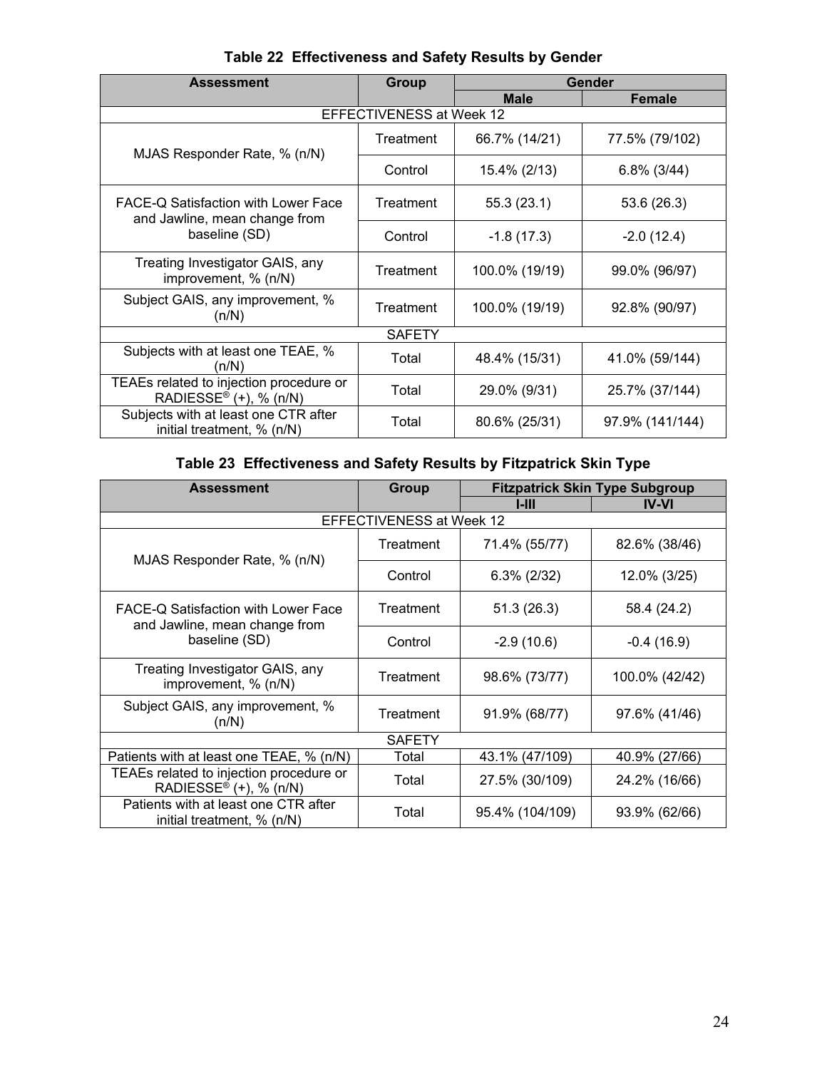**Table 22 Effectiveness and Safety Results by Gender**

| Assessment | Group | Gender | |
|---|---|---|---|
| | | Male | Female |
| EFFECTIVENESS at Week 12 | | | |
| MJAS Responder Rate, % (n/N) | Treatment | 66.7% (14/21) | 77.5% (79/102) |
| | Control | 15.4% (2/13) | 6.8% (3/44) |
| FACE-Q Satisfaction with Lower Face and Jawline, mean change from baseline (SD) | Treatment | 55.3 (23.1) | 53.6 (26.3) |
| | Control | -1.8 (17.3) | -2.0 (12.4) |
| Treating Investigator GAIS, any improvement, % (n/N) | Treatment | 100.0% (19/19) | 99.0% (96/97) |
| Subject GAIS, any improvement, % (n/N) | Treatment | 100.0% (19/19) | 92.8% (90/97) |
| SAFETY | | | |
| Subjects with at least one TEAE, % (n/N) | Total | 48.4% (15/31) | 41.0% (59/144) |
| TEAEs related to injection procedure or RADIESSE® (+), % (n/N) | Total | 29.0% (9/31) | 25.7% (37/144) |
| Subjects with at least one CTR after initial treatment, % (n/N) | Total | 80.6% (25/31) | 97.9% (141/144) |

**Table 23 Effectiveness and Safety Results by Fitzpatrick Skin Type**

| Assessment | Group | Fitzpatrick Skin Type Subgroup | |
|---|---|---|---|
| | | I-III | IV-VI |
| EFFECTIVENESS at Week 12 | | | |
| MJAS Responder Rate, % (n/N) | Treatment | 71.4% (55/77) | 82.6% (38/46) |
| | Control | 6.3% (2/32) | 12.0% (3/25) |
| FACE-Q Satisfaction with Lower Face and Jawline, mean change from baseline (SD) | Treatment | 51.3 (26.3) | 58.4 (24.2) |
| | Control | -2.9 (10.6) | -0.4 (16.9) |
| Treating Investigator GAIS, any improvement, % (n/N) | Treatment | 98.6% (73/77) | 100.0% (42/42) |
| Subject GAIS, any improvement, % (n/N) | Treatment | 91.9% (68/77) | 97.6% (41/46) |
| SAFETY | | | |
| Patients with at least one TEAE, % (n/N) | Total | 43.1% (47/109) | 40.9% (27/66) |
| TEAEs related to injection procedure or RADIESSE® (+), % (n/N) | Total | 27.5% (30/109) | 24.2% (16/66) |
| Patients with at least one CTR after initial treatment, % (n/N) | Total | 95.4% (104/109) | 93.9% (62/66) |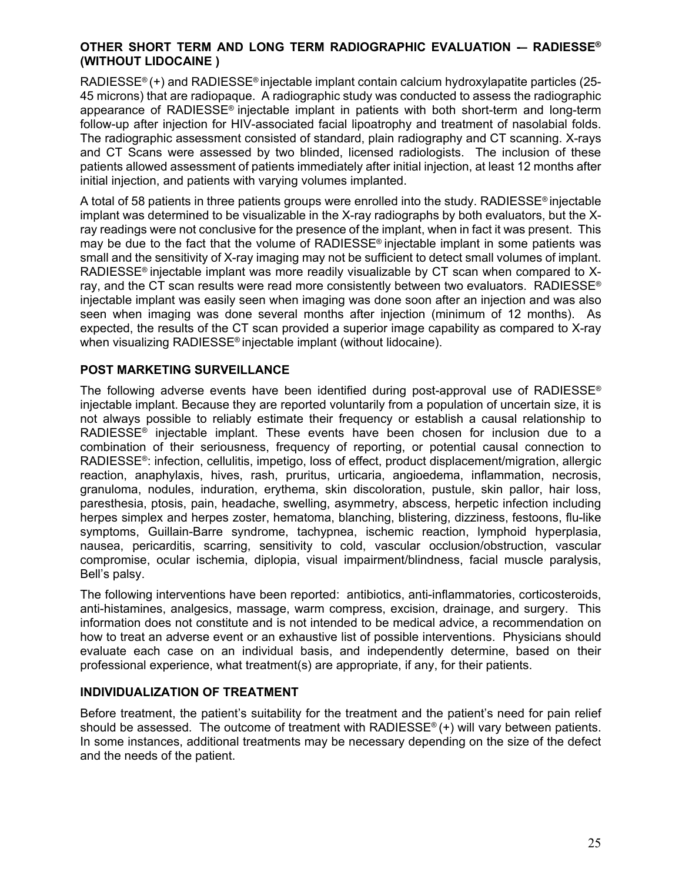### OTHER SHORT TERM AND LONG TERM RADIOGRAPHIC EVALUATION -– RADIESSE® (WITHOUT LIDOCAINE )

RADIESSE® (+) and RADIESSE® injectable implant contain calcium hydroxylapatite particles (25-45 microns) that are radiopaque. A radiographic study was conducted to assess the radiographic appearance of RADIESSE® injectable implant in patients with both short-term and long-term follow-up after injection for HIV-associated facial lipoatrophy and treatment of nasolabial folds. The radiographic assessment consisted of standard, plain radiography and CT scanning. X-rays and CT Scans were assessed by two blinded, licensed radiologists. The inclusion of these patients allowed assessment of patients immediately after initial injection, at least 12 months after initial injection, and patients with varying volumes implanted.

A total of 58 patients in three patients groups were enrolled into the study. RADIESSE® injectable implant was determined to be visualizable in the X-ray radiographs by both evaluators, but the X-ray readings were not conclusive for the presence of the implant, when in fact it was present. This may be due to the fact that the volume of RADIESSE® injectable implant in some patients was small and the sensitivity of X-ray imaging may not be sufficient to detect small volumes of implant. RADIESSE® injectable implant was more readily visualizable by CT scan when compared to X-ray, and the CT scan results were read more consistently between two evaluators. RADIESSE® injectable implant was easily seen when imaging was done soon after an injection and was also seen when imaging was done several months after injection (minimum of 12 months). As expected, the results of the CT scan provided a superior image capability as compared to X-ray when visualizing RADIESSE® injectable implant (without lidocaine).

### POST MARKETING SURVEILLANCE

The following adverse events have been identified during post-approval use of RADIESSE® injectable implant. Because they are reported voluntarily from a population of uncertain size, it is not always possible to reliably estimate their frequency or establish a causal relationship to RADIESSE® injectable implant. These events have been chosen for inclusion due to a combination of their seriousness, frequency of reporting, or potential causal connection to RADIESSE®: infection, cellulitis, impetigo, loss of effect, product displacement/migration, allergic reaction, anaphylaxis, hives, rash, pruritus, urticaria, angioedema, inflammation, necrosis, granuloma, nodules, induration, erythema, skin discoloration, pustule, skin pallor, hair loss, paresthesia, ptosis, pain, headache, swelling, asymmetry, abscess, herpetic infection including herpes simplex and herpes zoster, hematoma, blanching, blistering, dizziness, festoons, flu-like symptoms, Guillain-Barre syndrome, tachypnea, ischemic reaction, lymphoid hyperplasia, nausea, pericarditis, scarring, sensitivity to cold, vascular occlusion/obstruction, vascular compromise, ocular ischemia, diplopia, visual impairment/blindness, facial muscle paralysis, Bell's palsy.

The following interventions have been reported: antibiotics, anti-inflammatories, corticosteroids, anti-histamines, analgesics, massage, warm compress, excision, drainage, and surgery. This information does not constitute and is not intended to be medical advice, a recommendation on how to treat an adverse event or an exhaustive list of possible interventions. Physicians should evaluate each case on an individual basis, and independently determine, based on their professional experience, what treatment(s) are appropriate, if any, for their patients.

### INDIVIDUALIZATION OF TREATMENT

Before treatment, the patient's suitability for the treatment and the patient's need for pain relief should be assessed. The outcome of treatment with RADIESSE® (+) will vary between patients. In some instances, additional treatments may be necessary depending on the size of the defect and the needs of the patient.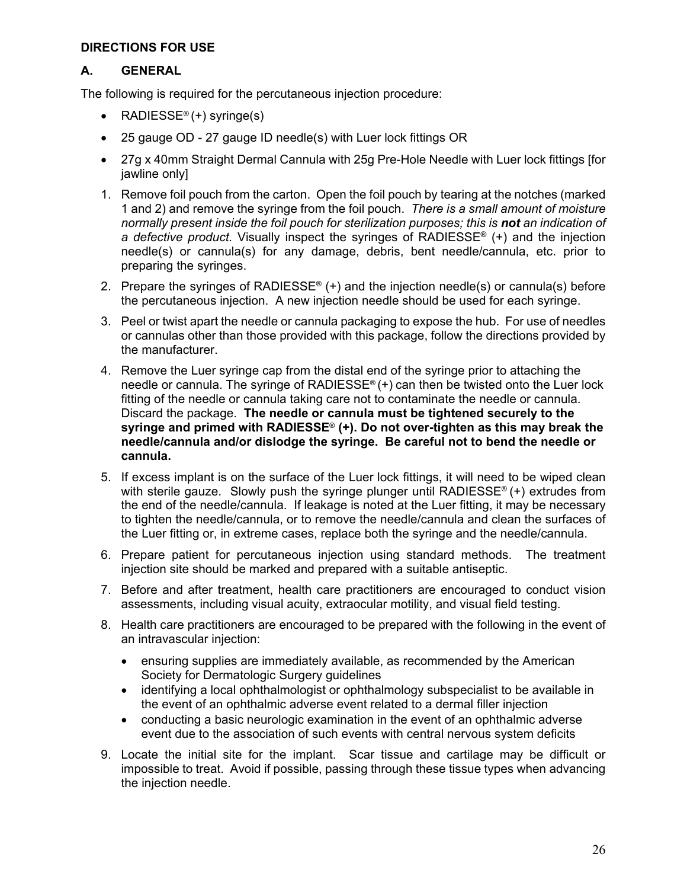## DIRECTIONS FOR USE

### A. GENERAL

The following is required for the percutaneous injection procedure:

- RADIESSE® (+) syringe(s)
- 25 gauge OD - 27 gauge ID needle(s) with Luer lock fittings OR
- 27g x 40mm Straight Dermal Cannula with 25g Pre-Hole Needle with Luer lock fittings [for jawline only]

1. Remove foil pouch from the carton. Open the foil pouch by tearing at the notches (marked 1 and 2) and remove the syringe from the foil pouch. *There is a small amount of moisture normally present inside the foil pouch for sterilization purposes; this is* ***not*** *an indication of a defective product.* Visually inspect the syringes of RADIESSE® (+) and the injection needle(s) or cannula(s) for any damage, debris, bent needle/cannula, etc. prior to preparing the syringes.
2. Prepare the syringes of RADIESSE® (+) and the injection needle(s) or cannula(s) before the percutaneous injection. A new injection needle should be used for each syringe.
3. Peel or twist apart the needle or cannula packaging to expose the hub. For use of needles or cannulas other than those provided with this package, follow the directions provided by the manufacturer.
4. Remove the Luer syringe cap from the distal end of the syringe prior to attaching the needle or cannula. The syringe of RADIESSE® (+) can then be twisted onto the Luer lock fitting of the needle or cannula taking care not to contaminate the needle or cannula. Discard the package. **The needle or cannula must be tightened securely to the syringe and primed with RADIESSE® (+). Do not over-tighten as this may break the needle/cannula and/or dislodge the syringe. Be careful not to bend the needle or cannula.**
5. If excess implant is on the surface of the Luer lock fittings, it will need to be wiped clean with sterile gauze. Slowly push the syringe plunger until RADIESSE® (+) extrudes from the end of the needle/cannula. If leakage is noted at the Luer fitting, it may be necessary to tighten the needle/cannula, or to remove the needle/cannula and clean the surfaces of the Luer fitting or, in extreme cases, replace both the syringe and the needle/cannula.
6. Prepare patient for percutaneous injection using standard methods. The treatment injection site should be marked and prepared with a suitable antiseptic.
7. Before and after treatment, health care practitioners are encouraged to conduct vision assessments, including visual acuity, extraocular motility, and visual field testing.
8. Health care practitioners are encouraged to be prepared with the following in the event of an intravascular injection:
   - ensuring supplies are immediately available, as recommended by the American Society for Dermatologic Surgery guidelines
   - identifying a local ophthalmologist or ophthalmology subspecialist to be available in the event of an ophthalmic adverse event related to a dermal filler injection
   - conducting a basic neurologic examination in the event of an ophthalmic adverse event due to the association of such events with central nervous system deficits
9. Locate the initial site for the implant. Scar tissue and cartilage may be difficult or impossible to treat. Avoid if possible, passing through these tissue types when advancing the injection needle.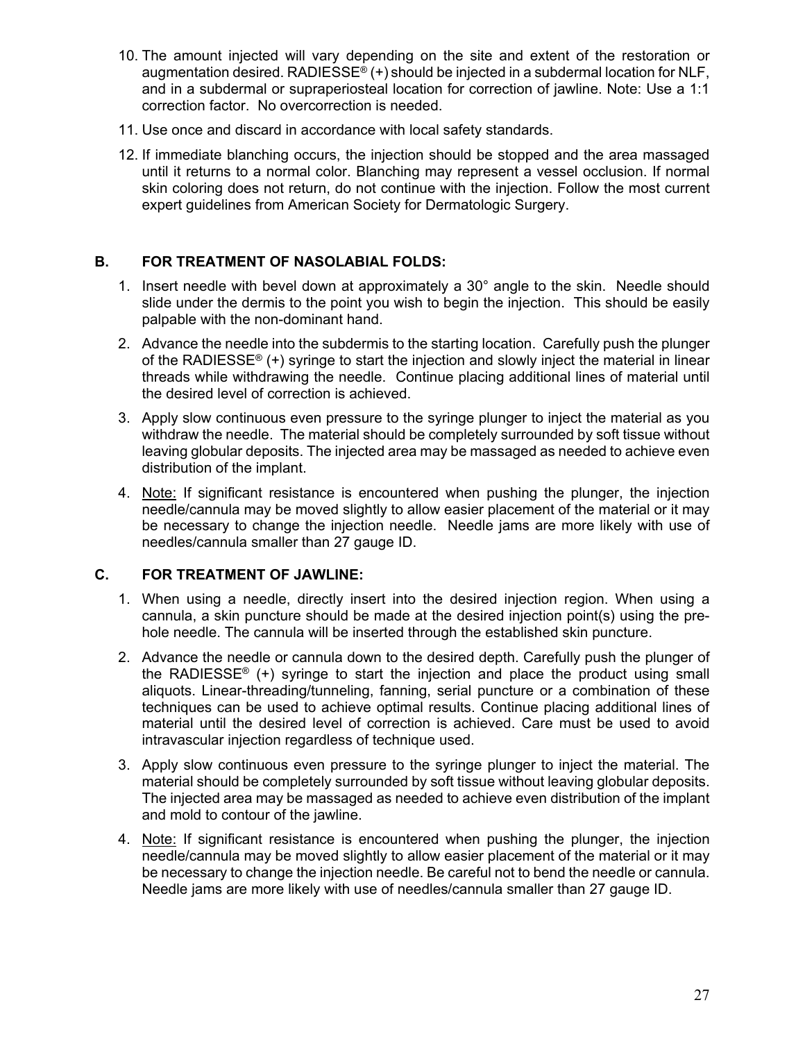10. The amount injected will vary depending on the site and extent of the restoration or augmentation desired. RADIESSE® (+) should be injected in a subdermal location for NLF, and in a subdermal or supraperiosteal location for correction of jawline. Note: Use a 1:1 correction factor. No overcorrection is needed.
11. Use once and discard in accordance with local safety standards.
12. If immediate blanching occurs, the injection should be stopped and the area massaged until it returns to a normal color. Blanching may represent a vessel occlusion. If normal skin coloring does not return, do not continue with the injection. Follow the most current expert guidelines from American Society for Dermatologic Surgery.

## B. FOR TREATMENT OF NASOLABIAL FOLDS:

1. Insert needle with bevel down at approximately a 30° angle to the skin. Needle should slide under the dermis to the point you wish to begin the injection. This should be easily palpable with the non-dominant hand.
2. Advance the needle into the subdermis to the starting location. Carefully push the plunger of the RADIESSE® (+) syringe to start the injection and slowly inject the material in linear threads while withdrawing the needle. Continue placing additional lines of material until the desired level of correction is achieved.
3. Apply slow continuous even pressure to the syringe plunger to inject the material as you withdraw the needle. The material should be completely surrounded by soft tissue without leaving globular deposits. The injected area may be massaged as needed to achieve even distribution of the implant.
4. Note: If significant resistance is encountered when pushing the plunger, the injection needle/cannula may be moved slightly to allow easier placement of the material or it may be necessary to change the injection needle. Needle jams are more likely with use of needles/cannula smaller than 27 gauge ID.

## C. FOR TREATMENT OF JAWLINE:

1. When using a needle, directly insert into the desired injection region. When using a cannula, a skin puncture should be made at the desired injection point(s) using the pre-hole needle. The cannula will be inserted through the established skin puncture.
2. Advance the needle or cannula down to the desired depth. Carefully push the plunger of the RADIESSE® (+) syringe to start the injection and place the product using small aliquots. Linear-threading/tunneling, fanning, serial puncture or a combination of these techniques can be used to achieve optimal results. Continue placing additional lines of material until the desired level of correction is achieved. Care must be used to avoid intravascular injection regardless of technique used.
3. Apply slow continuous even pressure to the syringe plunger to inject the material. The material should be completely surrounded by soft tissue without leaving globular deposits. The injected area may be massaged as needed to achieve even distribution of the implant and mold to contour of the jawline.
4. Note: If significant resistance is encountered when pushing the plunger, the injection needle/cannula may be moved slightly to allow easier placement of the material or it may be necessary to change the injection needle. Be careful not to bend the needle or cannula. Needle jams are more likely with use of needles/cannula smaller than 27 gauge ID.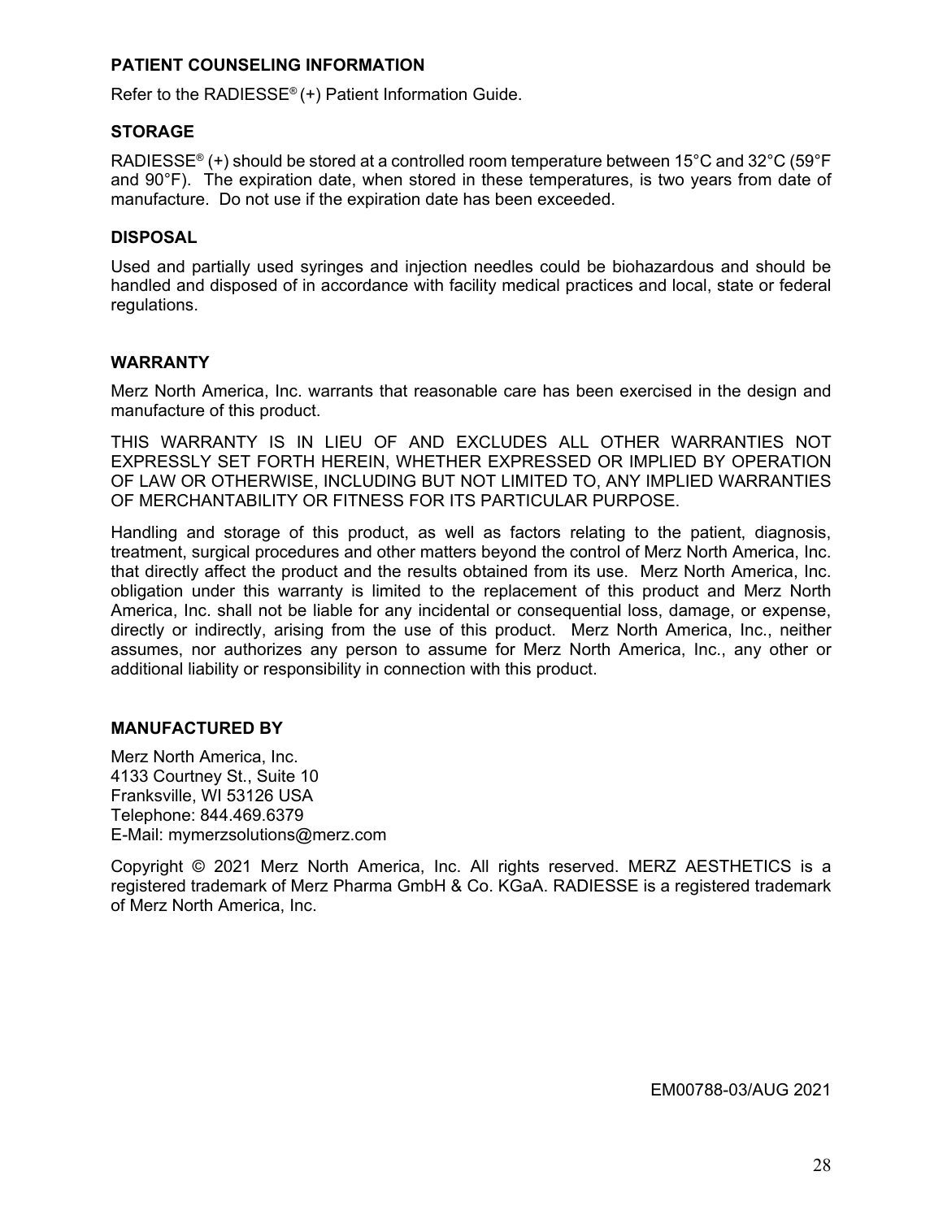### PATIENT COUNSELING INFORMATION

Refer to the RADIESSE® (+) Patient Information Guide.

### STORAGE

RADIESSE® (+) should be stored at a controlled room temperature between 15°C and 32°C (59°F and 90°F). The expiration date, when stored in these temperatures, is two years from date of manufacture. Do not use if the expiration date has been exceeded.

### DISPOSAL

Used and partially used syringes and injection needles could be biohazardous and should be handled and disposed of in accordance with facility medical practices and local, state or federal regulations.

### WARRANTY

Merz North America, Inc. warrants that reasonable care has been exercised in the design and manufacture of this product.

THIS WARRANTY IS IN LIEU OF AND EXCLUDES ALL OTHER WARRANTIES NOT EXPRESSLY SET FORTH HEREIN, WHETHER EXPRESSED OR IMPLIED BY OPERATION OF LAW OR OTHERWISE, INCLUDING BUT NOT LIMITED TO, ANY IMPLIED WARRANTIES OF MERCHANTABILITY OR FITNESS FOR ITS PARTICULAR PURPOSE.

Handling and storage of this product, as well as factors relating to the patient, diagnosis, treatment, surgical procedures and other matters beyond the control of Merz North America, Inc. that directly affect the product and the results obtained from its use. Merz North America, Inc. obligation under this warranty is limited to the replacement of this product and Merz North America, Inc. shall not be liable for any incidental or consequential loss, damage, or expense, directly or indirectly, arising from the use of this product. Merz North America, Inc., neither assumes, nor authorizes any person to assume for Merz North America, Inc., any other or additional liability or responsibility in connection with this product.

### MANUFACTURED BY

Merz North America, Inc.
4133 Courtney St., Suite 10
Franksville, WI 53126 USA
Telephone: 844.469.6379
E-Mail: mymerzsolutions@merz.com

Copyright © 2021 Merz North America, Inc. All rights reserved. MERZ AESTHETICS is a registered trademark of Merz Pharma GmbH & Co. KGaA. RADIESSE is a registered trademark of Merz North America, Inc.

EM00788-03/AUG 2021